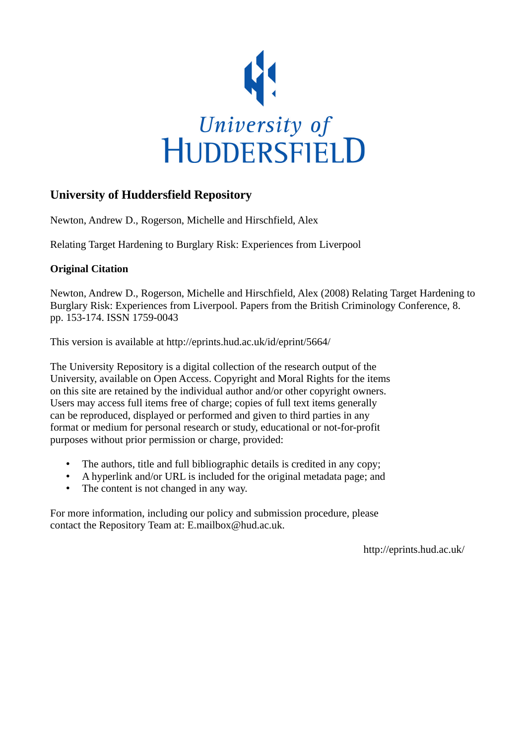# University of Huddersfield Repository

Newton, Andrew D., Rogerson, Michelle and Hirschfield, Alex

Relating Target Hardening to Burglary Risk: Experiences from Liverpool

## Original Citation

Newton, Andrew D., Rogerson, Michelle and Hirschfield, Alex (2008) Relating Target Hardening to Burglary Risk: Experiences from Liverpool. Papers from the British Criminology Conference, 8. pp. 153-174. ISSN 1759-0043

This version is available at http://eprints.hud.ac.uk/id/eprint/5664/

The University Repository is a digital collection of the research output of the University, available on Open Access. Copyright and Moral Rights for the items on this site are retained by the individual author and/or other copyright owners. Users may access full items free of charge; copies of full text items generally can be reproduced, displayed or performed and given to third parties in any format or medium for personal research or study, educational or not-for-profit purposes without prior permission or charge, provided:

- The authors, title and full bibliographic details is credited in any copy;
- A hyperlink and/or URL is included for the original metadata page; and
- The content is not changed in any way.

For more information, including our policy and submission procedure, please contact the Repository Team at: E.mailbox@hud.ac.uk.

http://eprints.hud.ac.uk/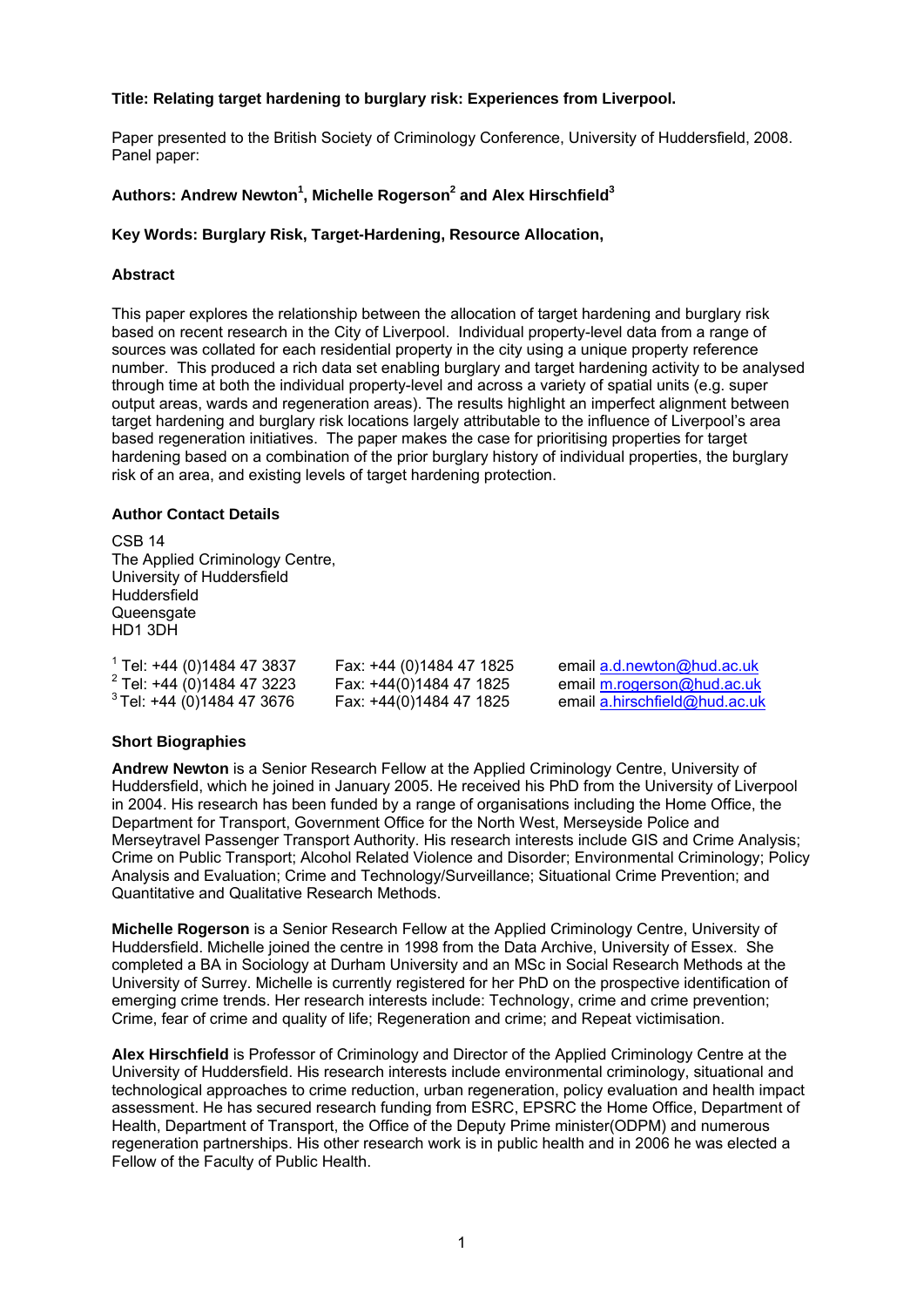**Title: Relating target hardening to burglary risk: Experiences from Liverpool.**

Paper presented to the British Society of Criminology Conference, University of Huddersfield, 2008. Panel paper:

**Authors: Andrew Newton[1], Michelle Rogerson[2] and Alex Hirschfield[3]**

**Key Words: Burglary Risk, Target-Hardening, Resource Allocation,**

**Abstract**

This paper explores the relationship between the allocation of target hardening and burglary risk based on recent research in the City of Liverpool. Individual property-level data from a range of sources was collated for each residential property in the city using a unique property reference number. This produced a rich data set enabling burglary and target hardening activity to be analysed through time at both the individual property-level and across a variety of spatial units (e.g. super output areas, wards and regeneration areas). The results highlight an imperfect alignment between target hardening and burglary risk locations largely attributable to the influence of Liverpool's area based regeneration initiatives. The paper makes the case for prioritising properties for target hardening based on a combination of the prior burglary history of individual properties, the burglary risk of an area, and existing levels of target hardening protection.

**Author Contact Details**

CSB 14
The Applied Criminology Centre,
University of Huddersfield
Huddersfield
Queensgate
HD1 3DH

| | | |
|---|---|---|
| [1] Tel: +44 (0)1484 47 3837 | Fax: +44 (0)1484 47 1825 | email a.d.newton@hud.ac.uk |
| [2] Tel: +44 (0)1484 47 3223 | Fax: +44(0)1484 47 1825 | email m.rogerson@hud.ac.uk |
| [3] Tel: +44 (0)1484 47 3676 | Fax: +44(0)1484 47 1825 | email a.hirschfield@hud.ac.uk |

**Short Biographies**

**Andrew Newton** is a Senior Research Fellow at the Applied Criminology Centre, University of Huddersfield, which he joined in January 2005. He received his PhD from the University of Liverpool in 2004. His research has been funded by a range of organisations including the Home Office, the Department for Transport, Government Office for the North West, Merseyside Police and Merseytravel Passenger Transport Authority. His research interests include GIS and Crime Analysis; Crime on Public Transport; Alcohol Related Violence and Disorder; Environmental Criminology; Policy Analysis and Evaluation; Crime and Technology/Surveillance; Situational Crime Prevention; and Quantitative and Qualitative Research Methods.

**Michelle Rogerson** is a Senior Research Fellow at the Applied Criminology Centre, University of Huddersfield. Michelle joined the centre in 1998 from the Data Archive, University of Essex. She completed a BA in Sociology at Durham University and an MSc in Social Research Methods at the University of Surrey. Michelle is currently registered for her PhD on the prospective identification of emerging crime trends. Her research interests include: Technology, crime and crime prevention; Crime, fear of crime and quality of life; Regeneration and crime; and Repeat victimisation.

**Alex Hirschfield** is Professor of Criminology and Director of the Applied Criminology Centre at the University of Huddersfield. His research interests include environmental criminology, situational and technological approaches to crime reduction, urban regeneration, policy evaluation and health impact assessment. He has secured research funding from ESRC, EPSRC the Home Office, Department of Health, Department of Transport, the Office of the Deputy Prime minister(ODPM) and numerous regeneration partnerships. His other research work is in public health and in 2006 he was elected a Fellow of the Faculty of Public Health.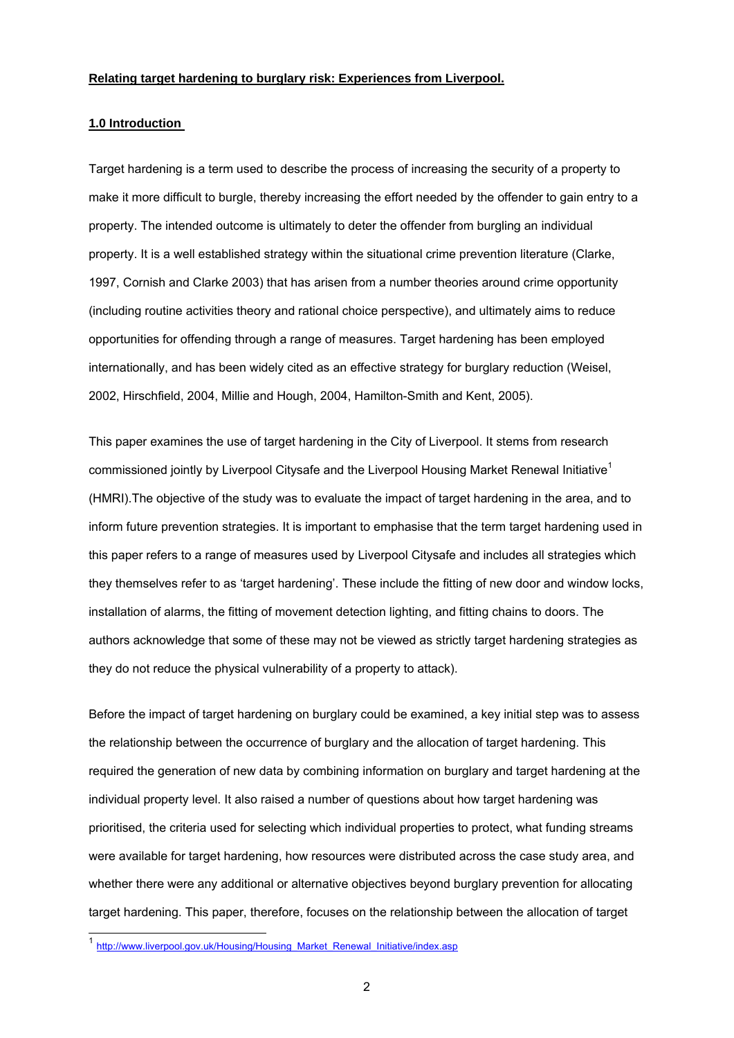**Relating target hardening to burglary risk: Experiences from Liverpool.**

## 1.0 Introduction

Target hardening is a term used to describe the process of increasing the security of a property to make it more difficult to burgle, thereby increasing the effort needed by the offender to gain entry to a property. The intended outcome is ultimately to deter the offender from burgling an individual property. It is a well established strategy within the situational crime prevention literature (Clarke, 1997, Cornish and Clarke 2003) that has arisen from a number theories around crime opportunity (including routine activities theory and rational choice perspective), and ultimately aims to reduce opportunities for offending through a range of measures. Target hardening has been employed internationally, and has been widely cited as an effective strategy for burglary reduction (Weisel, 2002, Hirschfield, 2004, Millie and Hough, 2004, Hamilton-Smith and Kent, 2005).

This paper examines the use of target hardening in the City of Liverpool. It stems from research commissioned jointly by Liverpool Citysafe and the Liverpool Housing Market Renewal Initiative[1] (HMRI).The objective of the study was to evaluate the impact of target hardening in the area, and to inform future prevention strategies. It is important to emphasise that the term target hardening used in this paper refers to a range of measures used by Liverpool Citysafe and includes all strategies which they themselves refer to as 'target hardening'. These include the fitting of new door and window locks, installation of alarms, the fitting of movement detection lighting, and fitting chains to doors. The authors acknowledge that some of these may not be viewed as strictly target hardening strategies as they do not reduce the physical vulnerability of a property to attack).

Before the impact of target hardening on burglary could be examined, a key initial step was to assess the relationship between the occurrence of burglary and the allocation of target hardening. This required the generation of new data by combining information on burglary and target hardening at the individual property level. It also raised a number of questions about how target hardening was prioritised, the criteria used for selecting which individual properties to protect, what funding streams were available for target hardening, how resources were distributed across the case study area, and whether there were any additional or alternative objectives beyond burglary prevention for allocating target hardening. This paper, therefore, focuses on the relationship between the allocation of target

[1] http://www.liverpool.gov.uk/Housing/Housing_Market_Renewal_Initiative/index.asp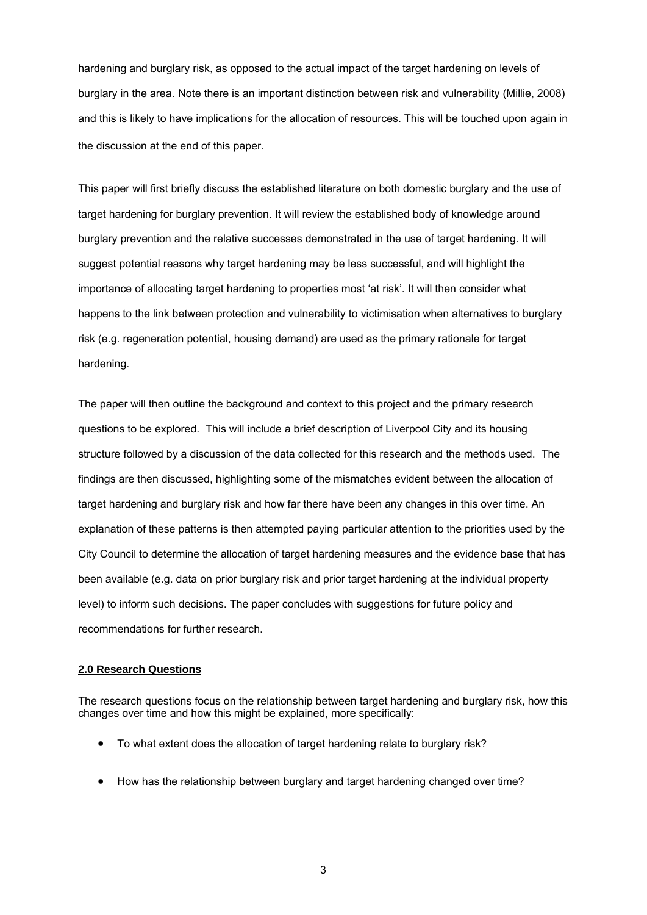hardening and burglary risk, as opposed to the actual impact of the target hardening on levels of burglary in the area. Note there is an important distinction between risk and vulnerability (Millie, 2008) and this is likely to have implications for the allocation of resources. This will be touched upon again in the discussion at the end of this paper.

This paper will first briefly discuss the established literature on both domestic burglary and the use of target hardening for burglary prevention. It will review the established body of knowledge around burglary prevention and the relative successes demonstrated in the use of target hardening. It will suggest potential reasons why target hardening may be less successful, and will highlight the importance of allocating target hardening to properties most 'at risk'. It will then consider what happens to the link between protection and vulnerability to victimisation when alternatives to burglary risk (e.g. regeneration potential, housing demand) are used as the primary rationale for target hardening.

The paper will then outline the background and context to this project and the primary research questions to be explored. This will include a brief description of Liverpool City and its housing structure followed by a discussion of the data collected for this research and the methods used. The findings are then discussed, highlighting some of the mismatches evident between the allocation of target hardening and burglary risk and how far there have been any changes in this over time. An explanation of these patterns is then attempted paying particular attention to the priorities used by the City Council to determine the allocation of target hardening measures and the evidence base that has been available (e.g. data on prior burglary risk and prior target hardening at the individual property level) to inform such decisions. The paper concludes with suggestions for future policy and recommendations for further research.

## 2.0 Research Questions

The research questions focus on the relationship between target hardening and burglary risk, how this changes over time and how this might be explained, more specifically:

- To what extent does the allocation of target hardening relate to burglary risk?
- How has the relationship between burglary and target hardening changed over time?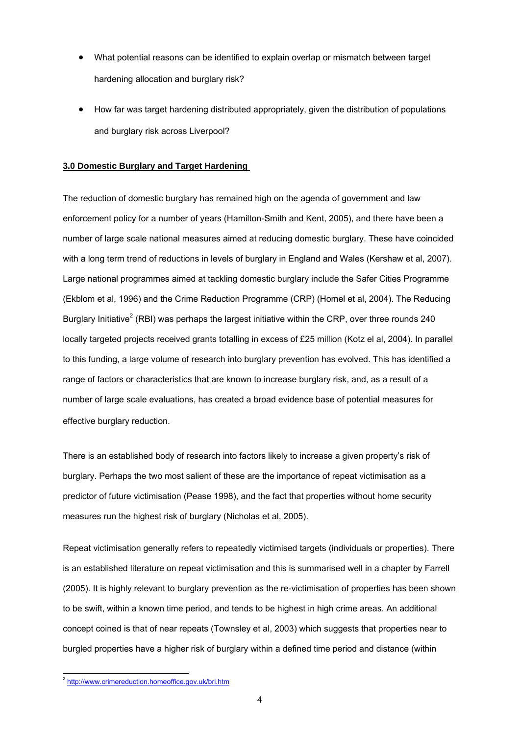- What potential reasons can be identified to explain overlap or mismatch between target hardening allocation and burglary risk?
- How far was target hardening distributed appropriately, given the distribution of populations and burglary risk across Liverpool?

## 3.0 Domestic Burglary and Target Hardening

The reduction of domestic burglary has remained high on the agenda of government and law enforcement policy for a number of years (Hamilton-Smith and Kent, 2005), and there have been a number of large scale national measures aimed at reducing domestic burglary. These have coincided with a long term trend of reductions in levels of burglary in England and Wales (Kershaw et al, 2007). Large national programmes aimed at tackling domestic burglary include the Safer Cities Programme (Ekblom et al, 1996) and the Crime Reduction Programme (CRP) (Homel et al, 2004). The Reducing Burglary Initiative[2] (RBI) was perhaps the largest initiative within the CRP, over three rounds 240 locally targeted projects received grants totalling in excess of £25 million (Kotz el al, 2004). In parallel to this funding, a large volume of research into burglary prevention has evolved. This has identified a range of factors or characteristics that are known to increase burglary risk, and, as a result of a number of large scale evaluations, has created a broad evidence base of potential measures for effective burglary reduction.

There is an established body of research into factors likely to increase a given property's risk of burglary. Perhaps the two most salient of these are the importance of repeat victimisation as a predictor of future victimisation (Pease 1998), and the fact that properties without home security measures run the highest risk of burglary (Nicholas et al, 2005).

Repeat victimisation generally refers to repeatedly victimised targets (individuals or properties). There is an established literature on repeat victimisation and this is summarised well in a chapter by Farrell (2005). It is highly relevant to burglary prevention as the re-victimisation of properties has been shown to be swift, within a known time period, and tends to be highest in high crime areas. An additional concept coined is that of near repeats (Townsley et al, 2003) which suggests that properties near to burgled properties have a higher risk of burglary within a defined time period and distance (within

[2] http://www.crimereduction.homeoffice.gov.uk/bri.htm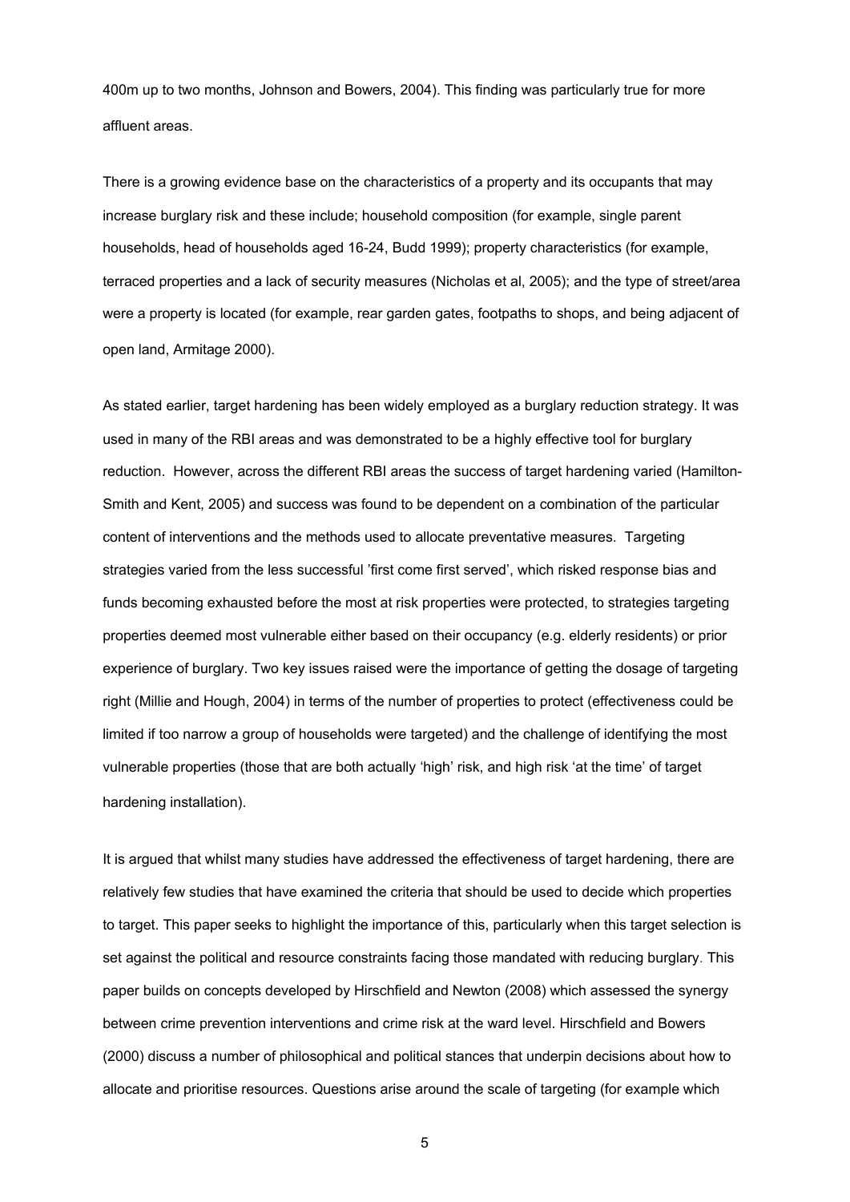400m up to two months, Johnson and Bowers, 2004). This finding was particularly true for more affluent areas.

There is a growing evidence base on the characteristics of a property and its occupants that may increase burglary risk and these include; household composition (for example, single parent households, head of households aged 16-24, Budd 1999); property characteristics (for example, terraced properties and a lack of security measures (Nicholas et al, 2005); and the type of street/area were a property is located (for example, rear garden gates, footpaths to shops, and being adjacent of open land, Armitage 2000).

As stated earlier, target hardening has been widely employed as a burglary reduction strategy. It was used in many of the RBI areas and was demonstrated to be a highly effective tool for burglary reduction. However, across the different RBI areas the success of target hardening varied (Hamilton-Smith and Kent, 2005) and success was found to be dependent on a combination of the particular content of interventions and the methods used to allocate preventative measures. Targeting strategies varied from the less successful 'first come first served', which risked response bias and funds becoming exhausted before the most at risk properties were protected, to strategies targeting properties deemed most vulnerable either based on their occupancy (e.g. elderly residents) or prior experience of burglary. Two key issues raised were the importance of getting the dosage of targeting right (Millie and Hough, 2004) in terms of the number of properties to protect (effectiveness could be limited if too narrow a group of households were targeted) and the challenge of identifying the most vulnerable properties (those that are both actually 'high' risk, and high risk 'at the time' of target hardening installation).

It is argued that whilst many studies have addressed the effectiveness of target hardening, there are relatively few studies that have examined the criteria that should be used to decide which properties to target. This paper seeks to highlight the importance of this, particularly when this target selection is set against the political and resource constraints facing those mandated with reducing burglary. This paper builds on concepts developed by Hirschfield and Newton (2008) which assessed the synergy between crime prevention interventions and crime risk at the ward level. Hirschfield and Bowers (2000) discuss a number of philosophical and political stances that underpin decisions about how to allocate and prioritise resources. Questions arise around the scale of targeting (for example which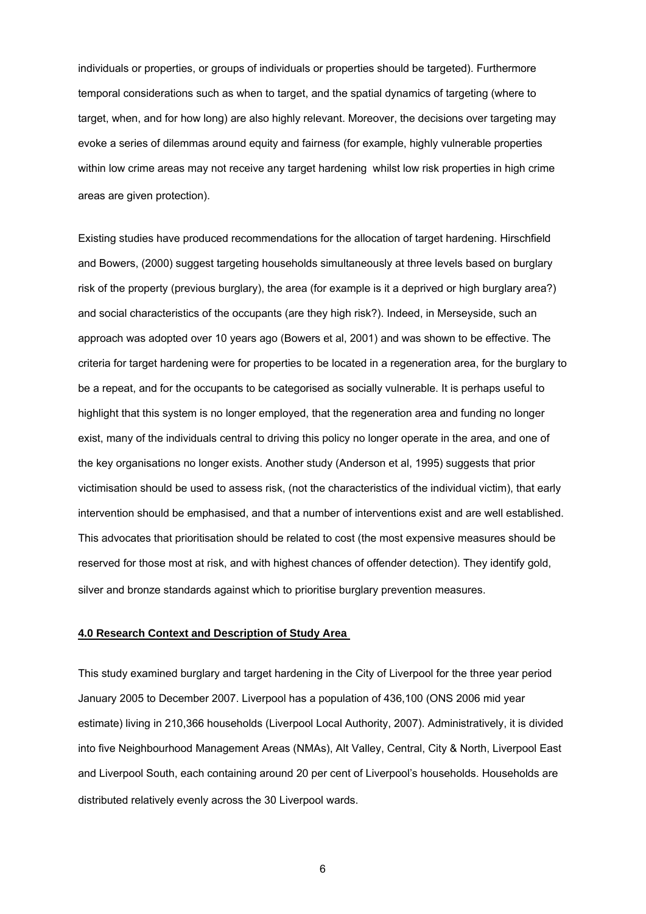individuals or properties, or groups of individuals or properties should be targeted). Furthermore temporal considerations such as when to target, and the spatial dynamics of targeting (where to target, when, and for how long) are also highly relevant. Moreover, the decisions over targeting may evoke a series of dilemmas around equity and fairness (for example, highly vulnerable properties within low crime areas may not receive any target hardening whilst low risk properties in high crime areas are given protection).

Existing studies have produced recommendations for the allocation of target hardening. Hirschfield and Bowers, (2000) suggest targeting households simultaneously at three levels based on burglary risk of the property (previous burglary), the area (for example is it a deprived or high burglary area?) and social characteristics of the occupants (are they high risk?). Indeed, in Merseyside, such an approach was adopted over 10 years ago (Bowers et al, 2001) and was shown to be effective. The criteria for target hardening were for properties to be located in a regeneration area, for the burglary to be a repeat, and for the occupants to be categorised as socially vulnerable. It is perhaps useful to highlight that this system is no longer employed, that the regeneration area and funding no longer exist, many of the individuals central to driving this policy no longer operate in the area, and one of the key organisations no longer exists. Another study (Anderson et al, 1995) suggests that prior victimisation should be used to assess risk, (not the characteristics of the individual victim), that early intervention should be emphasised, and that a number of interventions exist and are well established. This advocates that prioritisation should be related to cost (the most expensive measures should be reserved for those most at risk, and with highest chances of offender detection). They identify gold, silver and bronze standards against which to prioritise burglary prevention measures.

## 4.0 Research Context and Description of Study Area

This study examined burglary and target hardening in the City of Liverpool for the three year period January 2005 to December 2007. Liverpool has a population of 436,100 (ONS 2006 mid year estimate) living in 210,366 households (Liverpool Local Authority, 2007). Administratively, it is divided into five Neighbourhood Management Areas (NMAs), Alt Valley, Central, City & North, Liverpool East and Liverpool South, each containing around 20 per cent of Liverpool's households. Households are distributed relatively evenly across the 30 Liverpool wards.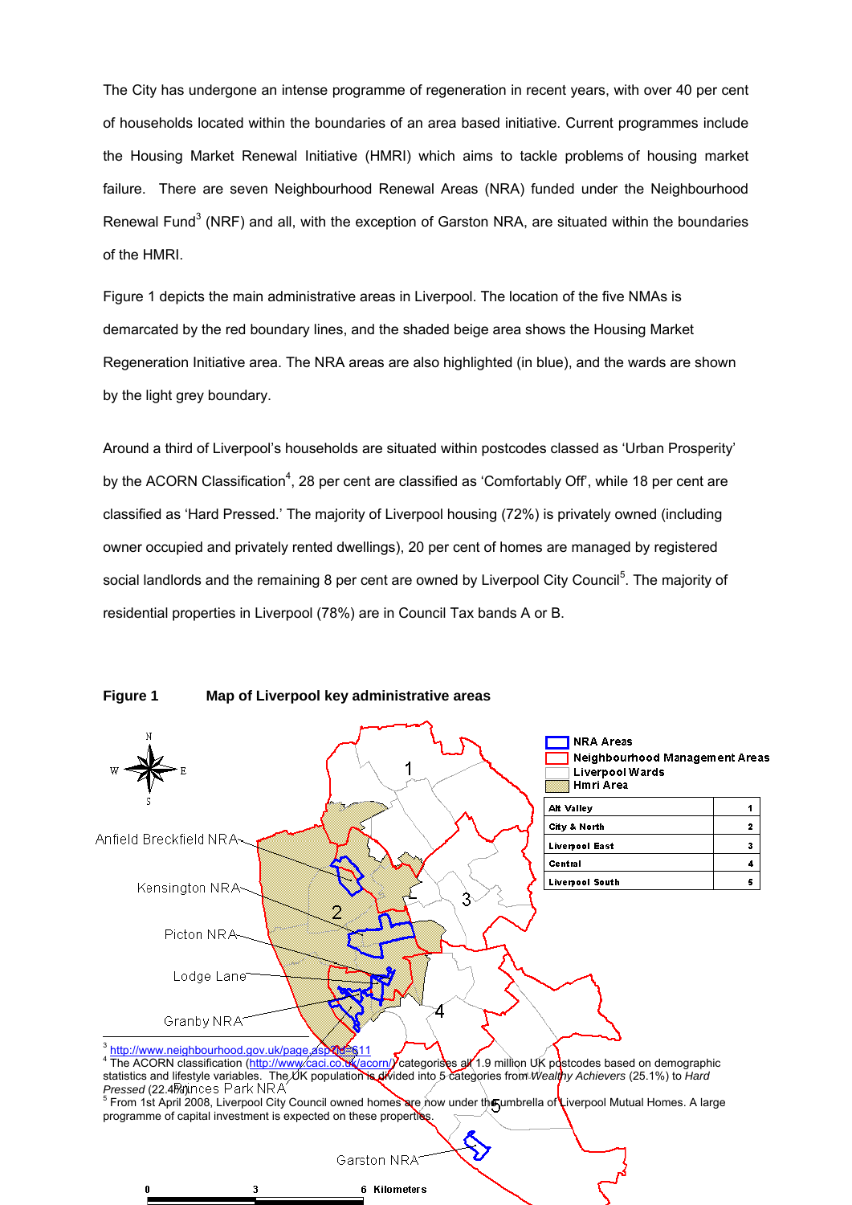The City has undergone an intense programme of regeneration in recent years, with over 40 per cent of households located within the boundaries of an area based initiative. Current programmes include the Housing Market Renewal Initiative (HMRI) which aims to tackle problems of housing market failure. There are seven Neighbourhood Renewal Areas (NRA) funded under the Neighbourhood Renewal Fund[3] (NRF) and all, with the exception of Garston NRA, are situated within the boundaries of the HMRI.

Figure 1 depicts the main administrative areas in Liverpool. The location of the five NMAs is demarcated by the red boundary lines, and the shaded beige area shows the Housing Market Regeneration Initiative area. The NRA areas are also highlighted (in blue), and the wards are shown by the light grey boundary.

Around a third of Liverpool's households are situated within postcodes classed as 'Urban Prosperity' by the ACORN Classification[4], 28 per cent are classified as 'Comfortably Off', while 18 per cent are classified as 'Hard Pressed.' The majority of Liverpool housing (72%) is privately owned (including owner occupied and privately rented dwellings), 20 per cent of homes are managed by registered social landlords and the remaining 8 per cent are owned by Liverpool City Council[5]. The majority of residential properties in Liverpool (78%) are in Council Tax bands A or B.

**Figure 1 Map of Liverpool key administrative areas**

| | |
|---|---|
| Alt Valley | 1 |
| City & North | 2 |
| Liverpool East | 3 |
| Central | 4 |
| Liverpool South | 5 |

[3] http://www.neighbourhood.gov.uk/page.asp?id=611

[4] The ACORN classification (http://www.caci.co.uk/acorn/) categorises all 1.9 million UK postcodes based on demographic statistics and lifestyle variables. The UK population is divided into 5 categories from *Wealthy Achievers* (25.1%) to *Hard Pressed* (22.4%).

[5] From 1st April 2008, Liverpool City Council owned homes are now under the umbrella of Liverpool Mutual Homes. A large programme of capital investment is expected on these properties.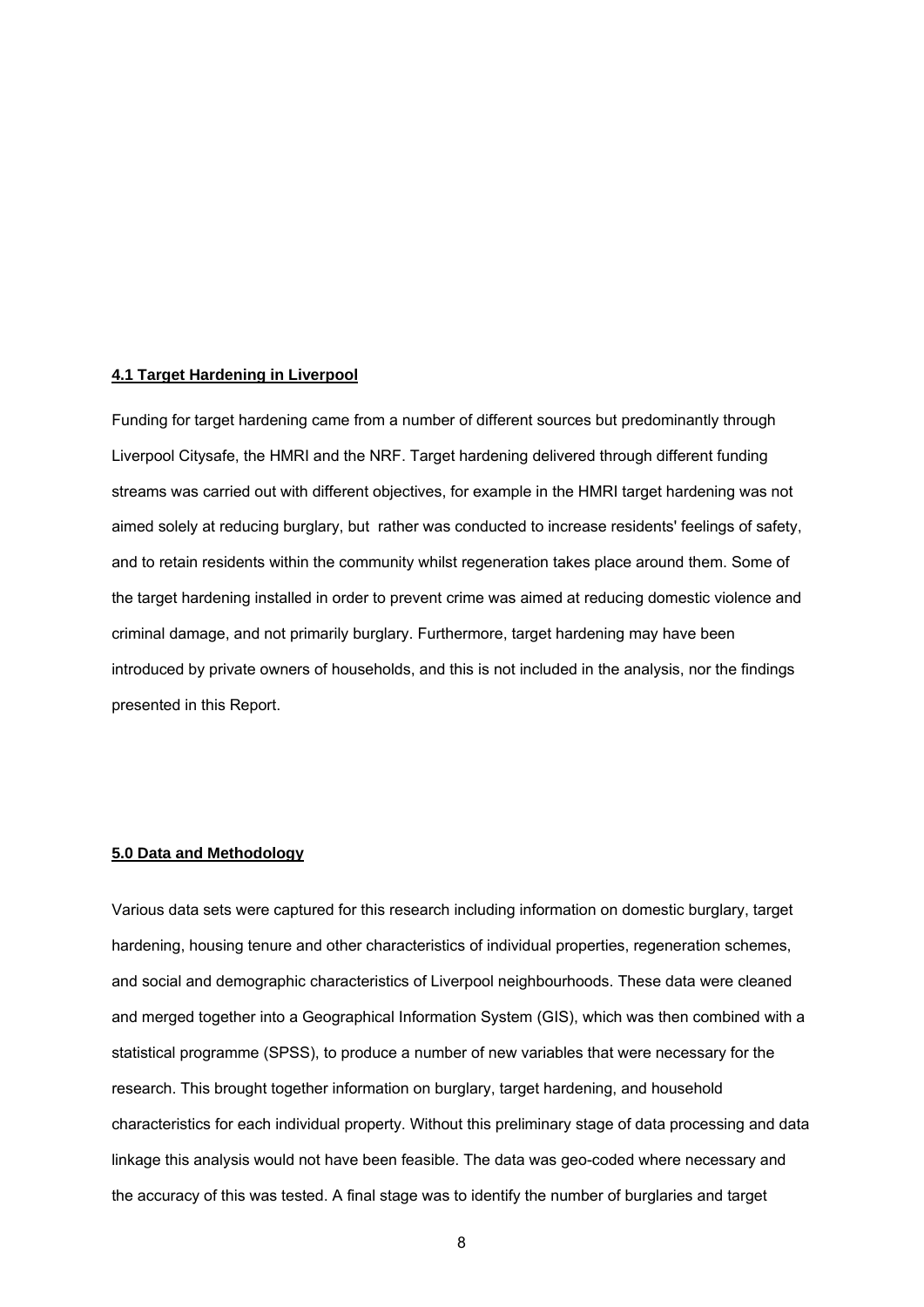**4.1 Target Hardening in Liverpool**

Funding for target hardening came from a number of different sources but predominantly through Liverpool Citysafe, the HMRI and the NRF. Target hardening delivered through different funding streams was carried out with different objectives, for example in the HMRI target hardening was not aimed solely at reducing burglary, but rather was conducted to increase residents' feelings of safety, and to retain residents within the community whilst regeneration takes place around them. Some of the target hardening installed in order to prevent crime was aimed at reducing domestic violence and criminal damage, and not primarily burglary. Furthermore, target hardening may have been introduced by private owners of households, and this is not included in the analysis, nor the findings presented in this Report.

**5.0 Data and Methodology**

Various data sets were captured for this research including information on domestic burglary, target hardening, housing tenure and other characteristics of individual properties, regeneration schemes, and social and demographic characteristics of Liverpool neighbourhoods. These data were cleaned and merged together into a Geographical Information System (GIS), which was then combined with a statistical programme (SPSS), to produce a number of new variables that were necessary for the research. This brought together information on burglary, target hardening, and household characteristics for each individual property. Without this preliminary stage of data processing and data linkage this analysis would not have been feasible. The data was geo-coded where necessary and the accuracy of this was tested. A final stage was to identify the number of burglaries and target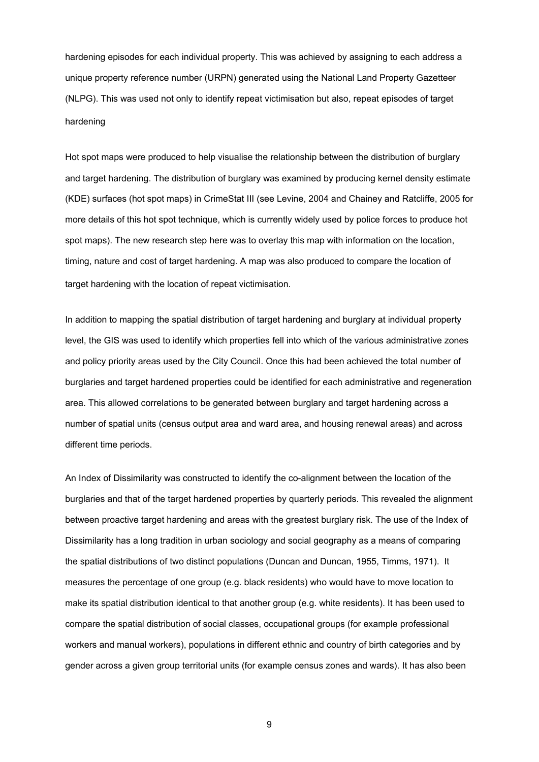hardening episodes for each individual property. This was achieved by assigning to each address a unique property reference number (URPN) generated using the National Land Property Gazetteer (NLPG). This was used not only to identify repeat victimisation but also, repeat episodes of target hardening

Hot spot maps were produced to help visualise the relationship between the distribution of burglary and target hardening. The distribution of burglary was examined by producing kernel density estimate (KDE) surfaces (hot spot maps) in CrimeStat III (see Levine, 2004 and Chainey and Ratcliffe, 2005 for more details of this hot spot technique, which is currently widely used by police forces to produce hot spot maps). The new research step here was to overlay this map with information on the location, timing, nature and cost of target hardening. A map was also produced to compare the location of target hardening with the location of repeat victimisation.

In addition to mapping the spatial distribution of target hardening and burglary at individual property level, the GIS was used to identify which properties fell into which of the various administrative zones and policy priority areas used by the City Council. Once this had been achieved the total number of burglaries and target hardened properties could be identified for each administrative and regeneration area. This allowed correlations to be generated between burglary and target hardening across a number of spatial units (census output area and ward area, and housing renewal areas) and across different time periods.

An Index of Dissimilarity was constructed to identify the co-alignment between the location of the burglaries and that of the target hardened properties by quarterly periods. This revealed the alignment between proactive target hardening and areas with the greatest burglary risk. The use of the Index of Dissimilarity has a long tradition in urban sociology and social geography as a means of comparing the spatial distributions of two distinct populations (Duncan and Duncan, 1955, Timms, 1971). It measures the percentage of one group (e.g. black residents) who would have to move location to make its spatial distribution identical to that another group (e.g. white residents). It has been used to compare the spatial distribution of social classes, occupational groups (for example professional workers and manual workers), populations in different ethnic and country of birth categories and by gender across a given group territorial units (for example census zones and wards). It has also been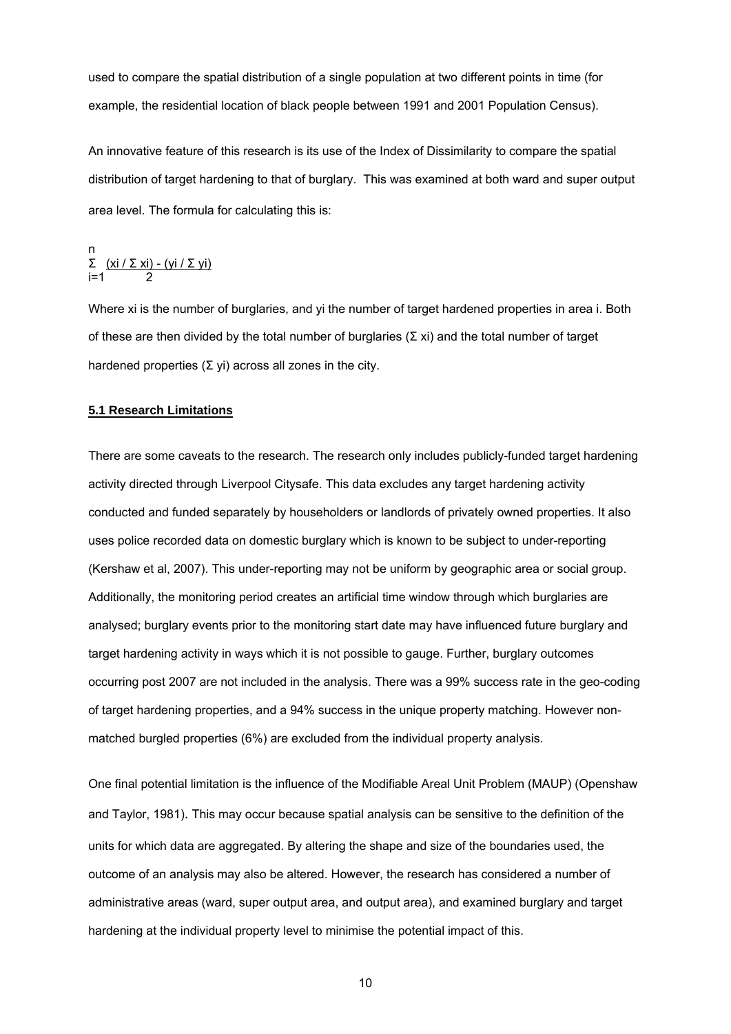used to compare the spatial distribution of a single population at two different points in time (for example, the residential location of black people between 1991 and 2001 Population Census).

An innovative feature of this research is its use of the Index of Dissimilarity to compare the spatial distribution of target hardening to that of burglary. This was examined at both ward and super output area level. The formula for calculating this is:

$$\sum_{i=1}^{n} \frac{(x_i / \Sigma x_i) - (y_i / \Sigma y_i)}{2}$$

Where $x_i$ is the number of burglaries, and $y_i$ the number of target hardened properties in area i. Both of these are then divided by the total number of burglaries ($\Sigma x_i$) and the total number of target hardened properties ($\Sigma y_i$) across all zones in the city.

## 5.1 Research Limitations

There are some caveats to the research. The research only includes publicly-funded target hardening activity directed through Liverpool Citysafe. This data excludes any target hardening activity conducted and funded separately by householders or landlords of privately owned properties. It also uses police recorded data on domestic burglary which is known to be subject to under-reporting (Kershaw et al, 2007). This under-reporting may not be uniform by geographic area or social group. Additionally, the monitoring period creates an artificial time window through which burglaries are analysed; burglary events prior to the monitoring start date may have influenced future burglary and target hardening activity in ways which it is not possible to gauge. Further, burglary outcomes occurring post 2007 are not included in the analysis. There was a 99% success rate in the geo-coding of target hardening properties, and a 94% success in the unique property matching. However non-matched burgled properties (6%) are excluded from the individual property analysis.

One final potential limitation is the influence of the Modifiable Areal Unit Problem (MAUP) (Openshaw and Taylor, 1981). This may occur because spatial analysis can be sensitive to the definition of the units for which data are aggregated. By altering the shape and size of the boundaries used, the outcome of an analysis may also be altered. However, the research has considered a number of administrative areas (ward, super output area, and output area), and examined burglary and target hardening at the individual property level to minimise the potential impact of this.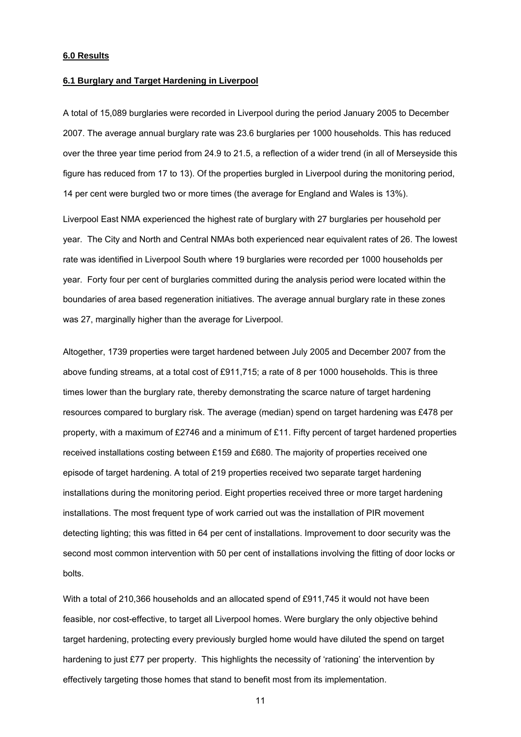**6.0 Results**

**6.1 Burglary and Target Hardening in Liverpool**

A total of 15,089 burglaries were recorded in Liverpool during the period January 2005 to December 2007. The average annual burglary rate was 23.6 burglaries per 1000 households. This has reduced over the three year time period from 24.9 to 21.5, a reflection of a wider trend (in all of Merseyside this figure has reduced from 17 to 13). Of the properties burgled in Liverpool during the monitoring period, 14 per cent were burgled two or more times (the average for England and Wales is 13%).

Liverpool East NMA experienced the highest rate of burglary with 27 burglaries per household per year. The City and North and Central NMAs both experienced near equivalent rates of 26. The lowest rate was identified in Liverpool South where 19 burglaries were recorded per 1000 households per year. Forty four per cent of burglaries committed during the analysis period were located within the boundaries of area based regeneration initiatives. The average annual burglary rate in these zones was 27, marginally higher than the average for Liverpool.

Altogether, 1739 properties were target hardened between July 2005 and December 2007 from the above funding streams, at a total cost of £911,715; a rate of 8 per 1000 households. This is three times lower than the burglary rate, thereby demonstrating the scarce nature of target hardening resources compared to burglary risk. The average (median) spend on target hardening was £478 per property, with a maximum of £2746 and a minimum of £11. Fifty percent of target hardened properties received installations costing between £159 and £680. The majority of properties received one episode of target hardening. A total of 219 properties received two separate target hardening installations during the monitoring period. Eight properties received three or more target hardening installations. The most frequent type of work carried out was the installation of PIR movement detecting lighting; this was fitted in 64 per cent of installations. Improvement to door security was the second most common intervention with 50 per cent of installations involving the fitting of door locks or bolts.

With a total of 210,366 households and an allocated spend of £911,745 it would not have been feasible, nor cost-effective, to target all Liverpool homes. Were burglary the only objective behind target hardening, protecting every previously burgled home would have diluted the spend on target hardening to just £77 per property. This highlights the necessity of 'rationing' the intervention by effectively targeting those homes that stand to benefit most from its implementation.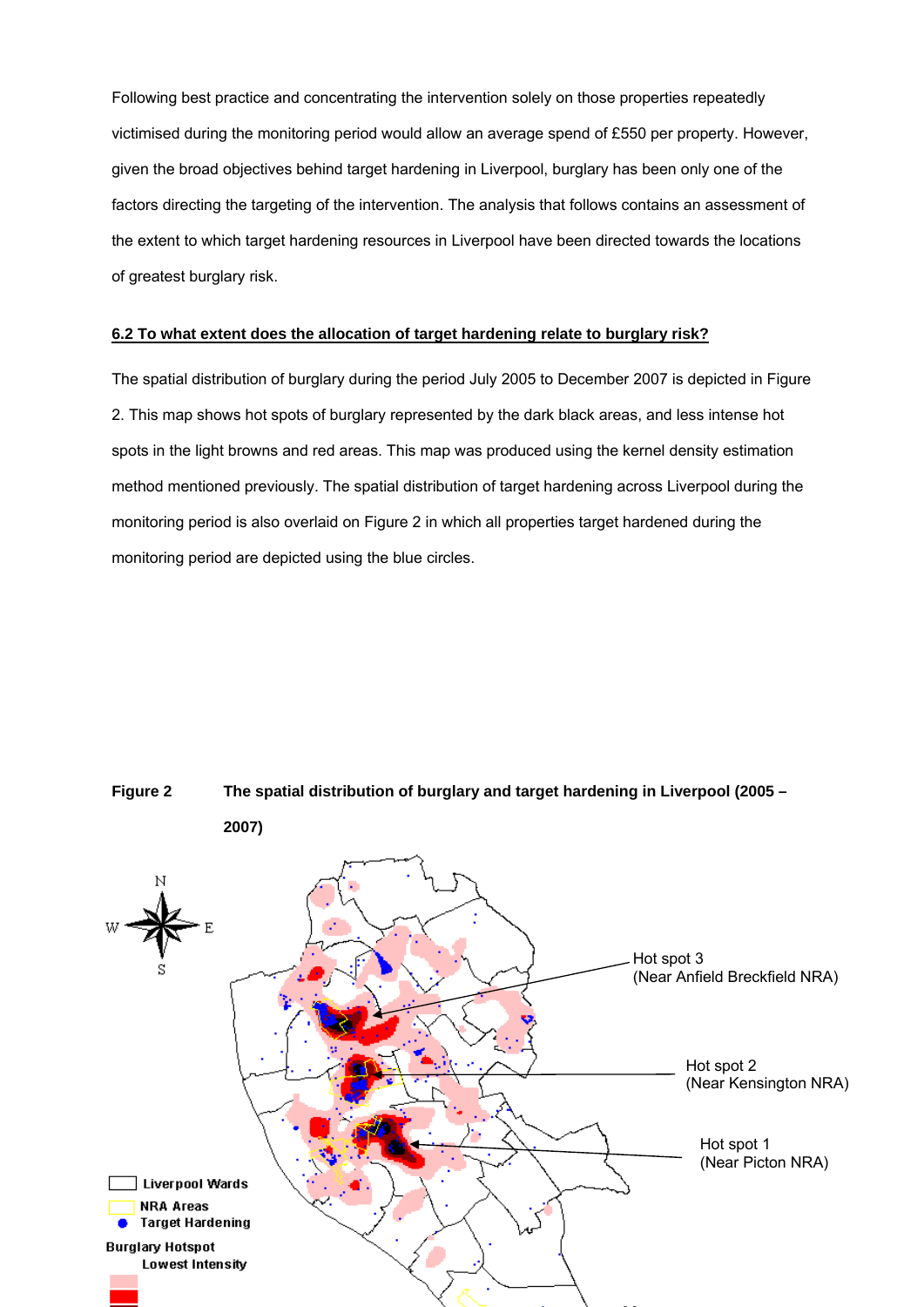Following best practice and concentrating the intervention solely on those properties repeatedly victimised during the monitoring period would allow an average spend of £550 per property. However, given the broad objectives behind target hardening in Liverpool, burglary has been only one of the factors directing the targeting of the intervention. The analysis that follows contains an assessment of the extent to which target hardening resources in Liverpool have been directed towards the locations of greatest burglary risk.

## 6.2 To what extent does the allocation of target hardening relate to burglary risk?

The spatial distribution of burglary during the period July 2005 to December 2007 is depicted in Figure 2. This map shows hot spots of burglary represented by the dark black areas, and less intense hot spots in the light browns and red areas. This map was produced using the kernel density estimation method mentioned previously. The spatial distribution of target hardening across Liverpool during the monitoring period is also overlaid on Figure 2 in which all properties target hardened during the monitoring period are depicted using the blue circles.

**Figure 2** **The spatial distribution of burglary and target hardening in Liverpool (2005 – 2007)**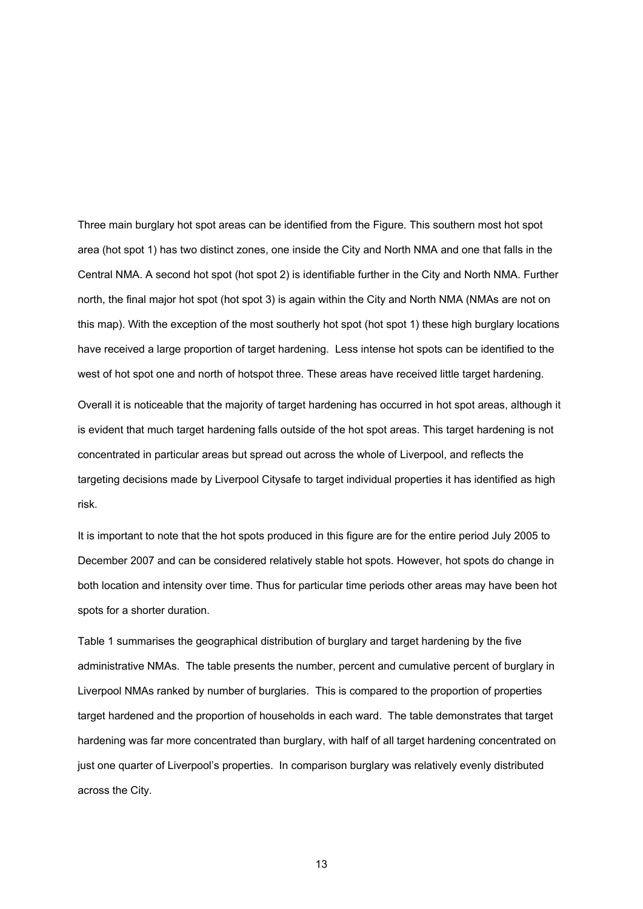Three main burglary hot spot areas can be identified from the Figure. This southern most hot spot area (hot spot 1) has two distinct zones, one inside the City and North NMA and one that falls in the Central NMA. A second hot spot (hot spot 2) is identifiable further in the City and North NMA. Further north, the final major hot spot (hot spot 3) is again within the City and North NMA (NMAs are not on this map). With the exception of the most southerly hot spot (hot spot 1) these high burglary locations have received a large proportion of target hardening. Less intense hot spots can be identified to the west of hot spot one and north of hotspot three. These areas have received little target hardening.

Overall it is noticeable that the majority of target hardening has occurred in hot spot areas, although it is evident that much target hardening falls outside of the hot spot areas. This target hardening is not concentrated in particular areas but spread out across the whole of Liverpool, and reflects the targeting decisions made by Liverpool Citysafe to target individual properties it has identified as high risk.

It is important to note that the hot spots produced in this figure are for the entire period July 2005 to December 2007 and can be considered relatively stable hot spots. However, hot spots do change in both location and intensity over time. Thus for particular time periods other areas may have been hot spots for a shorter duration.

Table 1 summarises the geographical distribution of burglary and target hardening by the five administrative NMAs. The table presents the number, percent and cumulative percent of burglary in Liverpool NMAs ranked by number of burglaries. This is compared to the proportion of properties target hardened and the proportion of households in each ward. The table demonstrates that target hardening was far more concentrated than burglary, with half of all target hardening concentrated on just one quarter of Liverpool's properties. In comparison burglary was relatively evenly distributed across the City.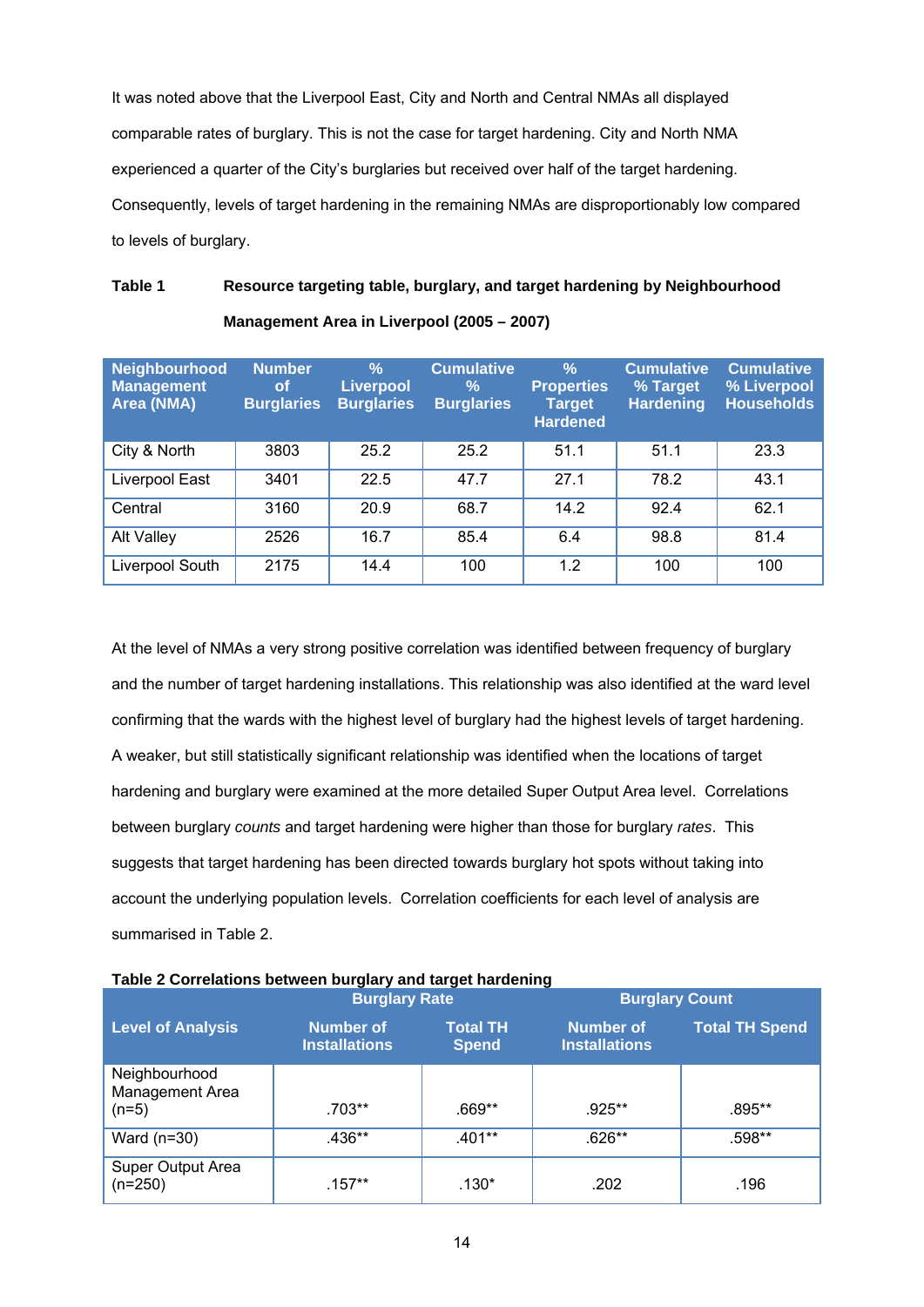It was noted above that the Liverpool East, City and North and Central NMAs all displayed comparable rates of burglary. This is not the case for target hardening. City and North NMA experienced a quarter of the City's burglaries but received over half of the target hardening. Consequently, levels of target hardening in the remaining NMAs are disproportionably low compared to levels of burglary.

**Table 1 Resource targeting table, burglary, and target hardening by Neighbourhood Management Area in Liverpool (2005 – 2007)**

| Neighbourhood Management Area (NMA) | Number of Burglaries | % Liverpool Burglaries | Cumulative % Burglaries | % Properties Target Hardened | Cumulative % Target Hardening | Cumulative % Liverpool Households |
|---|---|---|---|---|---|---|
| City & North | 3803 | 25.2 | 25.2 | 51.1 | 51.1 | 23.3 |
| Liverpool East | 3401 | 22.5 | 47.7 | 27.1 | 78.2 | 43.1 |
| Central | 3160 | 20.9 | 68.7 | 14.2 | 92.4 | 62.1 |
| Alt Valley | 2526 | 16.7 | 85.4 | 6.4 | 98.8 | 81.4 |
| Liverpool South | 2175 | 14.4 | 100 | 1.2 | 100 | 100 |

At the level of NMAs a very strong positive correlation was identified between frequency of burglary and the number of target hardening installations. This relationship was also identified at the ward level confirming that the wards with the highest level of burglary had the highest levels of target hardening. A weaker, but still statistically significant relationship was identified when the locations of target hardening and burglary were examined at the more detailed Super Output Area level. Correlations between burglary *counts* and target hardening were higher than those for burglary *rates*. This suggests that target hardening has been directed towards burglary hot spots without taking into account the underlying population levels. Correlation coefficients for each level of analysis are summarised in Table 2.

**Table 2 Correlations between burglary and target hardening**

| Level of Analysis | Burglary Rate | | Burglary Count | |
|---|---|---|---|---|
| | Number of Installations | Total TH Spend | Number of Installations | Total TH Spend |
| Neighbourhood Management Area (n=5) | .703** | .669** | .925** | .895** |
| Ward (n=30) | .436** | .401** | .626** | .598** |
| Super Output Area (n=250) | .157** | .130* | .202 | .196 |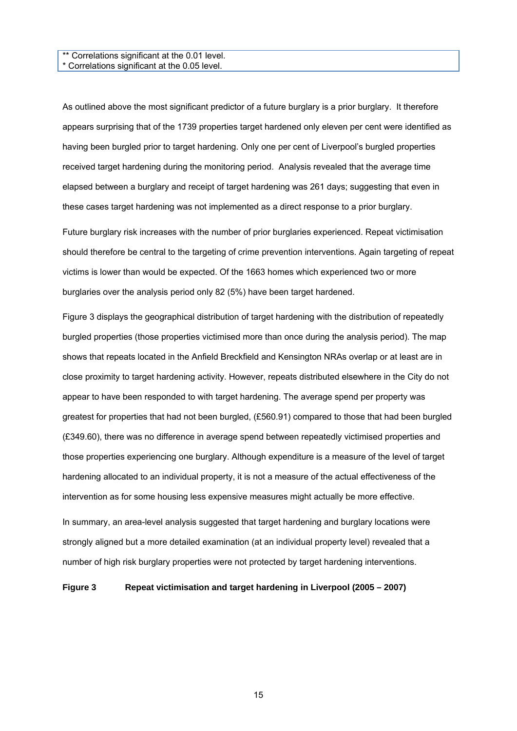** Correlations significant at the 0.01 level.
* Correlations significant at the 0.05 level.

As outlined above the most significant predictor of a future burglary is a prior burglary. It therefore appears surprising that of the 1739 properties target hardened only eleven per cent were identified as having been burgled prior to target hardening. Only one per cent of Liverpool's burgled properties received target hardening during the monitoring period. Analysis revealed that the average time elapsed between a burglary and receipt of target hardening was 261 days; suggesting that even in these cases target hardening was not implemented as a direct response to a prior burglary.

Future burglary risk increases with the number of prior burglaries experienced. Repeat victimisation should therefore be central to the targeting of crime prevention interventions. Again targeting of repeat victims is lower than would be expected. Of the 1663 homes which experienced two or more burglaries over the analysis period only 82 (5%) have been target hardened.

Figure 3 displays the geographical distribution of target hardening with the distribution of repeatedly burgled properties (those properties victimised more than once during the analysis period). The map shows that repeats located in the Anfield Breckfield and Kensington NRAs overlap or at least are in close proximity to target hardening activity. However, repeats distributed elsewhere in the City do not appear to have been responded to with target hardening. The average spend per property was greatest for properties that had not been burgled, (£560.91) compared to those that had been burgled (£349.60), there was no difference in average spend between repeatedly victimised properties and those properties experiencing one burglary. Although expenditure is a measure of the level of target hardening allocated to an individual property, it is not a measure of the actual effectiveness of the intervention as for some housing less expensive measures might actually be more effective.

In summary, an area-level analysis suggested that target hardening and burglary locations were strongly aligned but a more detailed examination (at an individual property level) revealed that a number of high risk burglary properties were not protected by target hardening interventions.

**Figure 3 Repeat victimisation and target hardening in Liverpool (2005 – 2007)**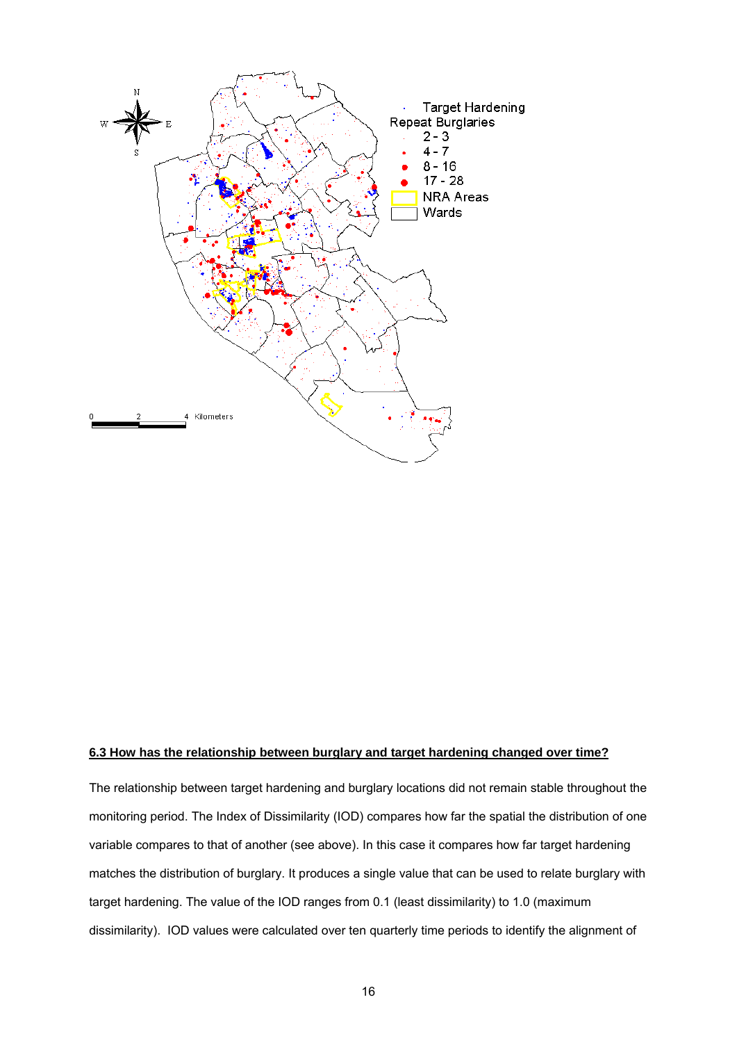## 6.3 How has the relationship between burglary and target hardening changed over time?

The relationship between target hardening and burglary locations did not remain stable throughout the monitoring period. The Index of Dissimilarity (IOD) compares how far the spatial the distribution of one variable compares to that of another (see above). In this case it compares how far target hardening matches the distribution of burglary. It produces a single value that can be used to relate burglary with target hardening. The value of the IOD ranges from 0.1 (least dissimilarity) to 1.0 (maximum dissimilarity). IOD values were calculated over ten quarterly time periods to identify the alignment of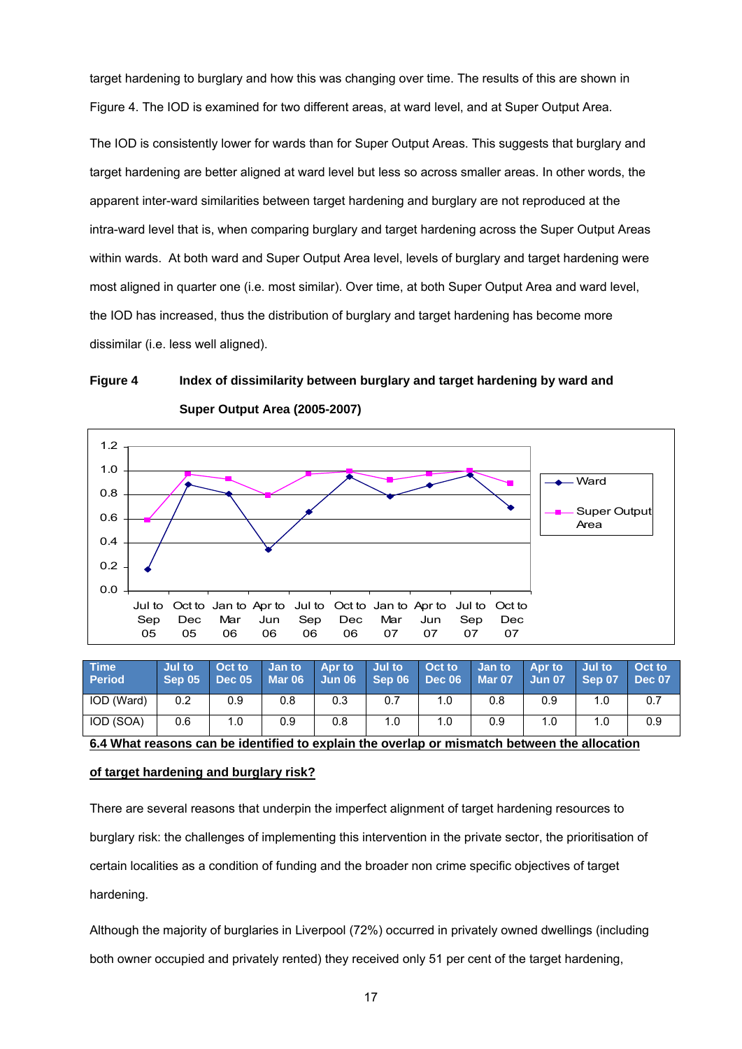target hardening to burglary and how this was changing over time. The results of this are shown in Figure 4. The IOD is examined for two different areas, at ward level, and at Super Output Area.

The IOD is consistently lower for wards than for Super Output Areas. This suggests that burglary and target hardening are better aligned at ward level but less so across smaller areas. In other words, the apparent inter-ward similarities between target hardening and burglary are not reproduced at the intra-ward level that is, when comparing burglary and target hardening across the Super Output Areas within wards. At both ward and Super Output Area level, levels of burglary and target hardening were most aligned in quarter one (i.e. most similar). Over time, at both Super Output Area and ward level, the IOD has increased, thus the distribution of burglary and target hardening has become more dissimilar (i.e. less well aligned).

**Figure 4 Index of dissimilarity between burglary and target hardening by ward and Super Output Area (2005-2007)**

| Time Period | Jul to Sep 05 | Oct to Dec 05 | Jan to Mar 06 | Apr to Jun 06 | Jul to Sep 06 | Oct to Dec 06 | Jan to Mar 07 | Apr to Jun 07 | Jul to Sep 07 | Oct to Dec 07 |
|---|---|---|---|---|---|---|---|---|---|---|
| IOD (Ward) | 0.2 | 0.9 | 0.8 | 0.3 | 0.7 | 1.0 | 0.8 | 0.9 | 1.0 | 0.7 |
| IOD (SOA) | 0.6 | 1.0 | 0.9 | 0.8 | 1.0 | 1.0 | 0.9 | 1.0 | 1.0 | 0.9 |

**6.4 What reasons can be identified to explain the overlap or mismatch between the allocation of target hardening and burglary risk?**

There are several reasons that underpin the imperfect alignment of target hardening resources to burglary risk: the challenges of implementing this intervention in the private sector, the prioritisation of certain localities as a condition of funding and the broader non crime specific objectives of target hardening.

Although the majority of burglaries in Liverpool (72%) occurred in privately owned dwellings (including both owner occupied and privately rented) they received only 51 per cent of the target hardening,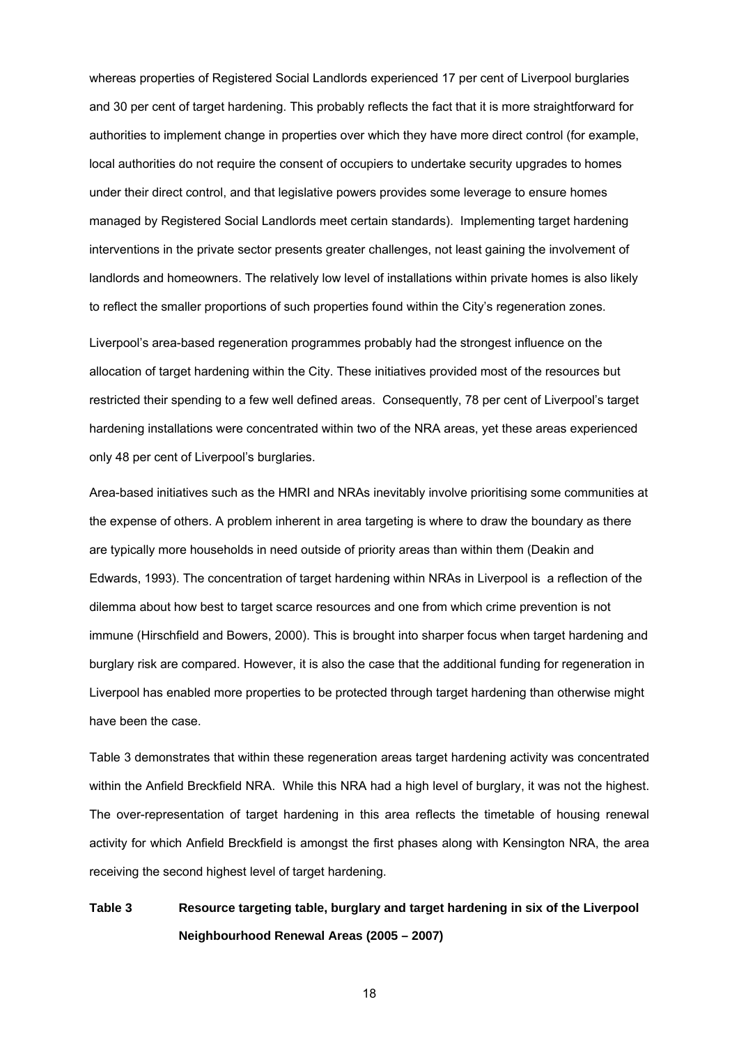whereas properties of Registered Social Landlords experienced 17 per cent of Liverpool burglaries and 30 per cent of target hardening. This probably reflects the fact that it is more straightforward for authorities to implement change in properties over which they have more direct control (for example, local authorities do not require the consent of occupiers to undertake security upgrades to homes under their direct control, and that legislative powers provides some leverage to ensure homes managed by Registered Social Landlords meet certain standards). Implementing target hardening interventions in the private sector presents greater challenges, not least gaining the involvement of landlords and homeowners. The relatively low level of installations within private homes is also likely to reflect the smaller proportions of such properties found within the City's regeneration zones.

Liverpool's area-based regeneration programmes probably had the strongest influence on the allocation of target hardening within the City. These initiatives provided most of the resources but restricted their spending to a few well defined areas. Consequently, 78 per cent of Liverpool's target hardening installations were concentrated within two of the NRA areas, yet these areas experienced only 48 per cent of Liverpool's burglaries.

Area-based initiatives such as the HMRI and NRAs inevitably involve prioritising some communities at the expense of others. A problem inherent in area targeting is where to draw the boundary as there are typically more households in need outside of priority areas than within them (Deakin and Edwards, 1993). The concentration of target hardening within NRAs in Liverpool is a reflection of the dilemma about how best to target scarce resources and one from which crime prevention is not immune (Hirschfield and Bowers, 2000). This is brought into sharper focus when target hardening and burglary risk are compared. However, it is also the case that the additional funding for regeneration in Liverpool has enabled more properties to be protected through target hardening than otherwise might have been the case.

Table 3 demonstrates that within these regeneration areas target hardening activity was concentrated within the Anfield Breckfield NRA. While this NRA had a high level of burglary, it was not the highest. The over-representation of target hardening in this area reflects the timetable of housing renewal activity for which Anfield Breckfield is amongst the first phases along with Kensington NRA, the area receiving the second highest level of target hardening.

**Table 3 Resource targeting table, burglary and target hardening in six of the Liverpool Neighbourhood Renewal Areas (2005 – 2007)**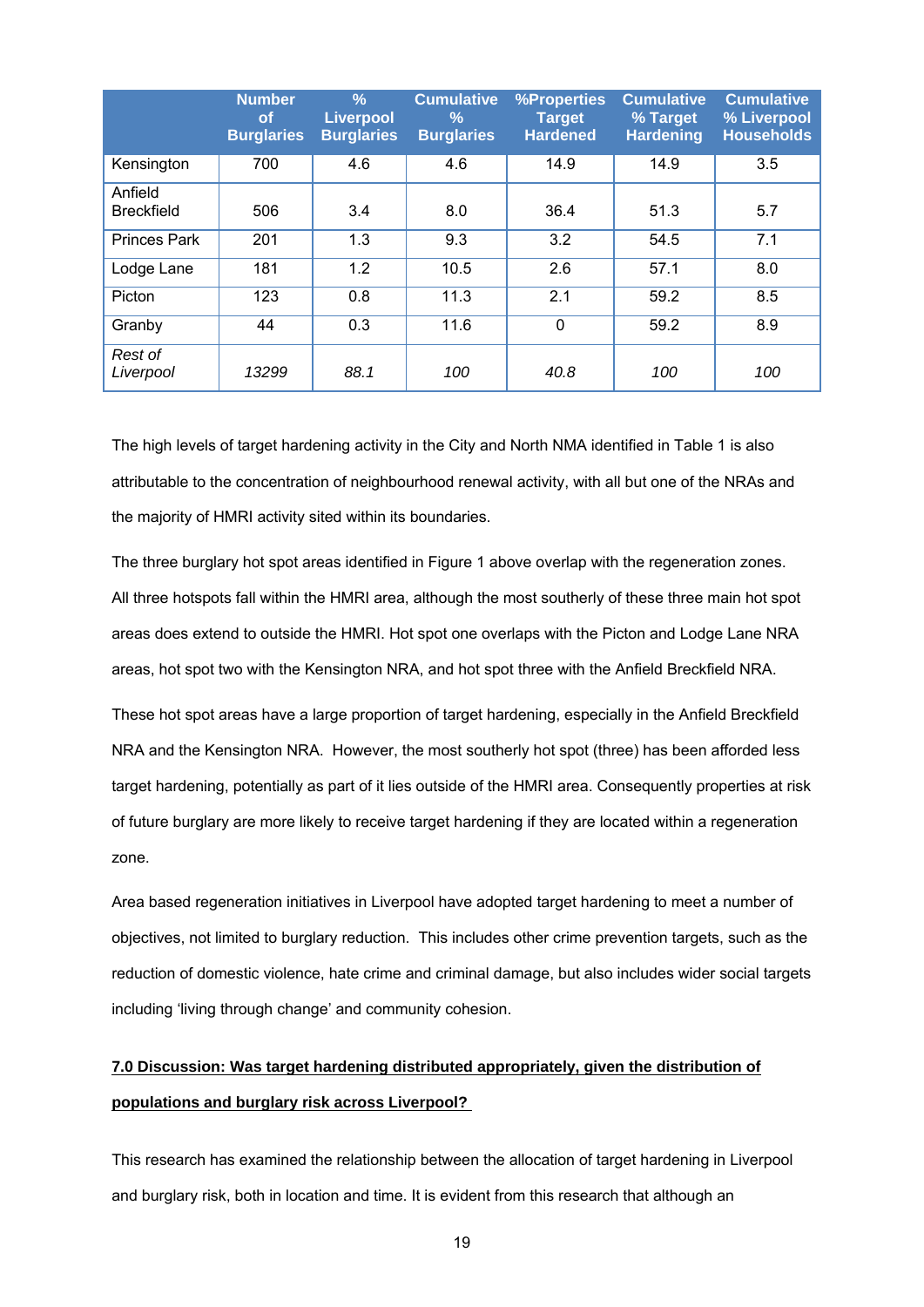| | Number of Burglaries | % Liverpool Burglaries | Cumulative % Burglaries | %Properties Target Hardened | Cumulative % Target Hardening | Cumulative % Liverpool Households |
|---|---|---|---|---|---|---|
| Kensington | 700 | 4.6 | 4.6 | 14.9 | 14.9 | 3.5 |
| Anfield Breckfield | 506 | 3.4 | 8.0 | 36.4 | 51.3 | 5.7 |
| Princes Park | 201 | 1.3 | 9.3 | 3.2 | 54.5 | 7.1 |
| Lodge Lane | 181 | 1.2 | 10.5 | 2.6 | 57.1 | 8.0 |
| Picton | 123 | 0.8 | 11.3 | 2.1 | 59.2 | 8.5 |
| Granby | 44 | 0.3 | 11.6 | 0 | 59.2 | 8.9 |
| *Rest of Liverpool* | *13299* | *88.1* | *100* | *40.8* | *100* | *100* |

The high levels of target hardening activity in the City and North NMA identified in Table 1 is also attributable to the concentration of neighbourhood renewal activity, with all but one of the NRAs and the majority of HMRI activity sited within its boundaries.

The three burglary hot spot areas identified in Figure 1 above overlap with the regeneration zones. All three hotspots fall within the HMRI area, although the most southerly of these three main hot spot areas does extend to outside the HMRI. Hot spot one overlaps with the Picton and Lodge Lane NRA areas, hot spot two with the Kensington NRA, and hot spot three with the Anfield Breckfield NRA.

These hot spot areas have a large proportion of target hardening, especially in the Anfield Breckfield NRA and the Kensington NRA. However, the most southerly hot spot (three) has been afforded less target hardening, potentially as part of it lies outside of the HMRI area. Consequently properties at risk of future burglary are more likely to receive target hardening if they are located within a regeneration zone.

Area based regeneration initiatives in Liverpool have adopted target hardening to meet a number of objectives, not limited to burglary reduction. This includes other crime prevention targets, such as the reduction of domestic violence, hate crime and criminal damage, but also includes wider social targets including 'living through change' and community cohesion.

## 7.0 Discussion: Was target hardening distributed appropriately, given the distribution of populations and burglary risk across Liverpool?

This research has examined the relationship between the allocation of target hardening in Liverpool and burglary risk, both in location and time. It is evident from this research that although an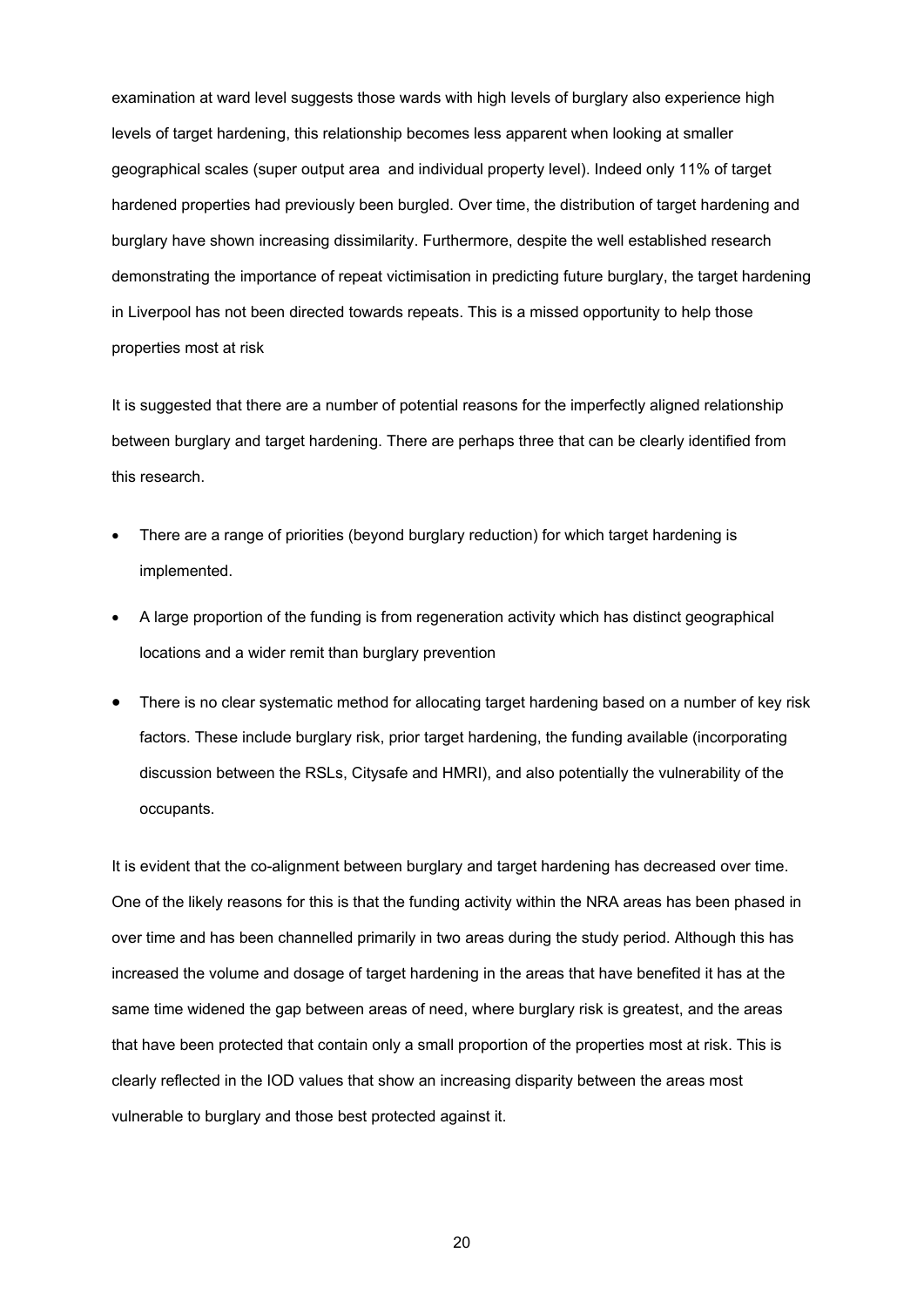examination at ward level suggests those wards with high levels of burglary also experience high levels of target hardening, this relationship becomes less apparent when looking at smaller geographical scales (super output area and individual property level). Indeed only 11% of target hardened properties had previously been burgled. Over time, the distribution of target hardening and burglary have shown increasing dissimilarity. Furthermore, despite the well established research demonstrating the importance of repeat victimisation in predicting future burglary, the target hardening in Liverpool has not been directed towards repeats. This is a missed opportunity to help those properties most at risk

It is suggested that there are a number of potential reasons for the imperfectly aligned relationship between burglary and target hardening. There are perhaps three that can be clearly identified from this research.

- There are a range of priorities (beyond burglary reduction) for which target hardening is implemented.
- A large proportion of the funding is from regeneration activity which has distinct geographical locations and a wider remit than burglary prevention
- There is no clear systematic method for allocating target hardening based on a number of key risk factors. These include burglary risk, prior target hardening, the funding available (incorporating discussion between the RSLs, Citysafe and HMRI), and also potentially the vulnerability of the occupants.

It is evident that the co-alignment between burglary and target hardening has decreased over time. One of the likely reasons for this is that the funding activity within the NRA areas has been phased in over time and has been channelled primarily in two areas during the study period. Although this has increased the volume and dosage of target hardening in the areas that have benefited it has at the same time widened the gap between areas of need, where burglary risk is greatest, and the areas that have been protected that contain only a small proportion of the properties most at risk. This is clearly reflected in the IOD values that show an increasing disparity between the areas most vulnerable to burglary and those best protected against it.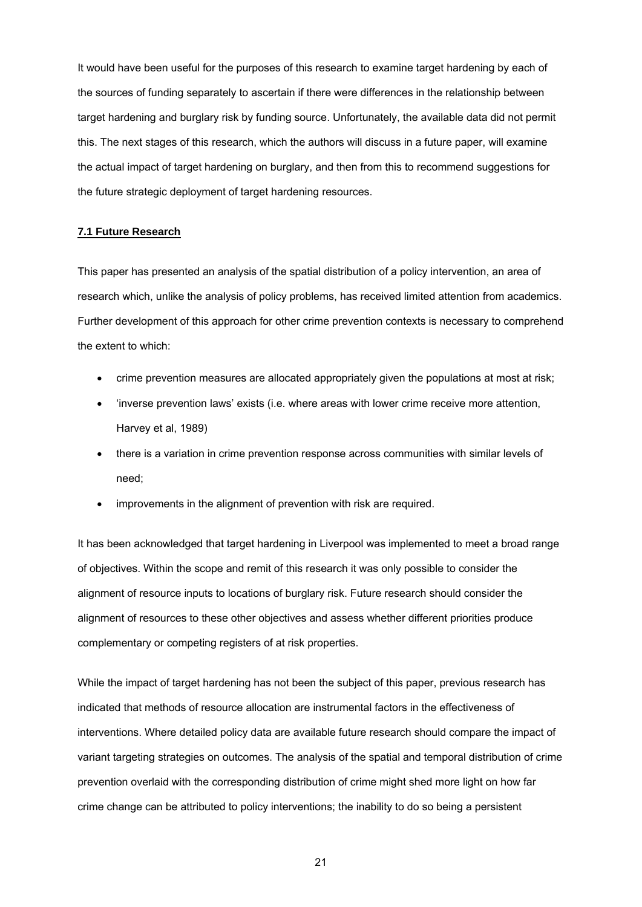It would have been useful for the purposes of this research to examine target hardening by each of the sources of funding separately to ascertain if there were differences in the relationship between target hardening and burglary risk by funding source. Unfortunately, the available data did not permit this. The next stages of this research, which the authors will discuss in a future paper, will examine the actual impact of target hardening on burglary, and then from this to recommend suggestions for the future strategic deployment of target hardening resources.

### 7.1 Future Research

This paper has presented an analysis of the spatial distribution of a policy intervention, an area of research which, unlike the analysis of policy problems, has received limited attention from academics. Further development of this approach for other crime prevention contexts is necessary to comprehend the extent to which:

- crime prevention measures are allocated appropriately given the populations at most at risk;
- 'inverse prevention laws' exists (i.e. where areas with lower crime receive more attention, Harvey et al, 1989)
- there is a variation in crime prevention response across communities with similar levels of need;
- improvements in the alignment of prevention with risk are required.

It has been acknowledged that target hardening in Liverpool was implemented to meet a broad range of objectives. Within the scope and remit of this research it was only possible to consider the alignment of resource inputs to locations of burglary risk. Future research should consider the alignment of resources to these other objectives and assess whether different priorities produce complementary or competing registers of at risk properties.

While the impact of target hardening has not been the subject of this paper, previous research has indicated that methods of resource allocation are instrumental factors in the effectiveness of interventions. Where detailed policy data are available future research should compare the impact of variant targeting strategies on outcomes. The analysis of the spatial and temporal distribution of crime prevention overlaid with the corresponding distribution of crime might shed more light on how far crime change can be attributed to policy interventions; the inability to do so being a persistent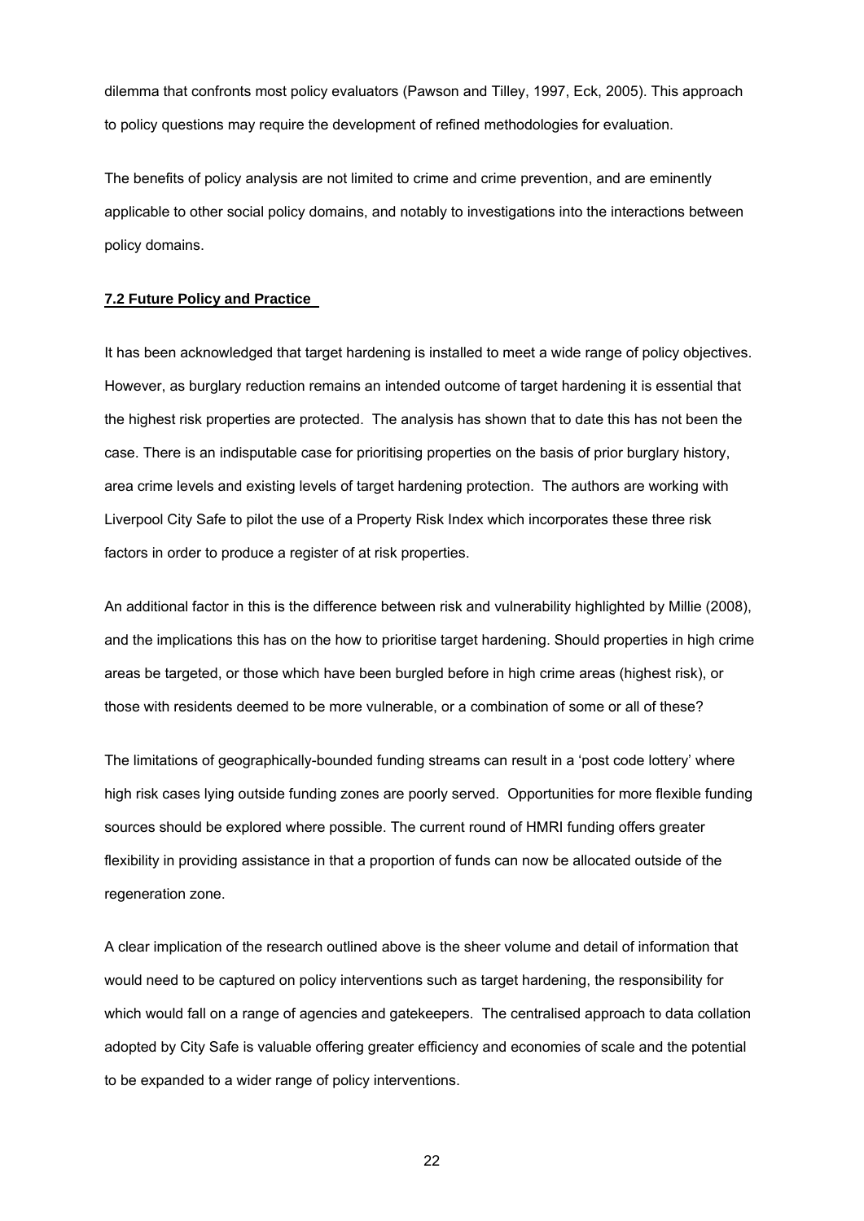dilemma that confronts most policy evaluators (Pawson and Tilley, 1997, Eck, 2005). This approach to policy questions may require the development of refined methodologies for evaluation.

The benefits of policy analysis are not limited to crime and crime prevention, and are eminently applicable to other social policy domains, and notably to investigations into the interactions between policy domains.

### 7.2 Future Policy and Practice

It has been acknowledged that target hardening is installed to meet a wide range of policy objectives. However, as burglary reduction remains an intended outcome of target hardening it is essential that the highest risk properties are protected. The analysis has shown that to date this has not been the case. There is an indisputable case for prioritising properties on the basis of prior burglary history, area crime levels and existing levels of target hardening protection. The authors are working with Liverpool City Safe to pilot the use of a Property Risk Index which incorporates these three risk factors in order to produce a register of at risk properties.

An additional factor in this is the difference between risk and vulnerability highlighted by Millie (2008), and the implications this has on the how to prioritise target hardening. Should properties in high crime areas be targeted, or those which have been burgled before in high crime areas (highest risk), or those with residents deemed to be more vulnerable, or a combination of some or all of these?

The limitations of geographically-bounded funding streams can result in a 'post code lottery' where high risk cases lying outside funding zones are poorly served. Opportunities for more flexible funding sources should be explored where possible. The current round of HMRI funding offers greater flexibility in providing assistance in that a proportion of funds can now be allocated outside of the regeneration zone.

A clear implication of the research outlined above is the sheer volume and detail of information that would need to be captured on policy interventions such as target hardening, the responsibility for which would fall on a range of agencies and gatekeepers. The centralised approach to data collation adopted by City Safe is valuable offering greater efficiency and economies of scale and the potential to be expanded to a wider range of policy interventions.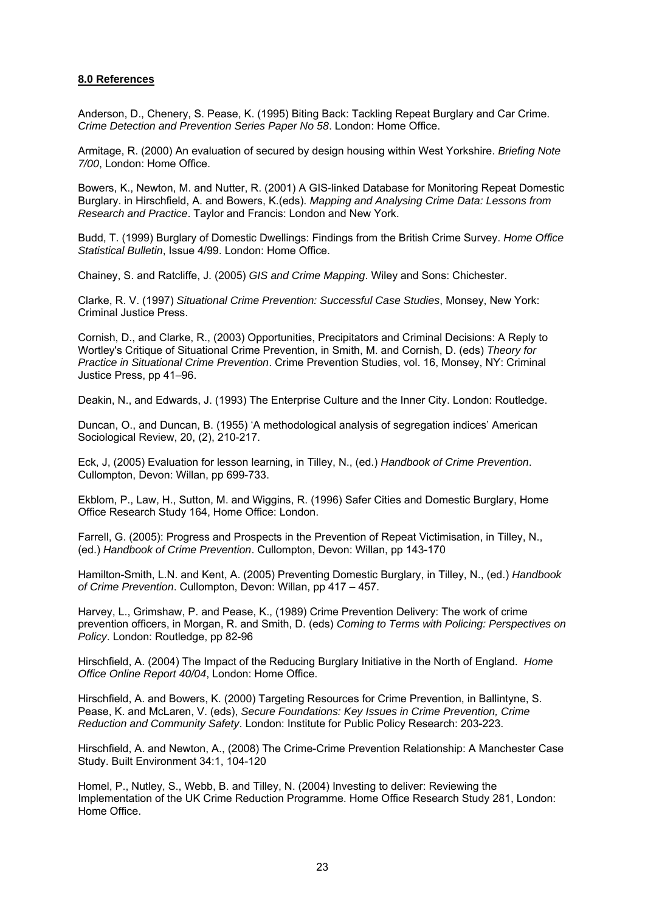## **8.0 References**

Anderson, D., Chenery, S. Pease, K. (1995) Biting Back: Tackling Repeat Burglary and Car Crime. *Crime Detection and Prevention Series Paper No 58*. London: Home Office.

Armitage, R. (2000) An evaluation of secured by design housing within West Yorkshire. *Briefing Note 7/00*, London: Home Office.

Bowers, K., Newton, M. and Nutter, R. (2001) A GIS-linked Database for Monitoring Repeat Domestic Burglary. in Hirschfield, A. and Bowers, K.(eds). *Mapping and Analysing Crime Data: Lessons from Research and Practice*. Taylor and Francis: London and New York.

Budd, T. (1999) Burglary of Domestic Dwellings: Findings from the British Crime Survey. *Home Office Statistical Bulletin*, Issue 4/99. London: Home Office.

Chainey, S. and Ratcliffe, J. (2005) *GIS and Crime Mapping*. Wiley and Sons: Chichester.

Clarke, R. V. (1997) *Situational Crime Prevention: Successful Case Studies*, Monsey, New York: Criminal Justice Press.

Cornish, D., and Clarke, R., (2003) Opportunities, Precipitators and Criminal Decisions: A Reply to Wortley's Critique of Situational Crime Prevention, in Smith, M. and Cornish, D. (eds) *Theory for Practice in Situational Crime Prevention*. Crime Prevention Studies, vol. 16, Monsey, NY: Criminal Justice Press, pp 41–96.

Deakin, N., and Edwards, J. (1993) The Enterprise Culture and the Inner City. London: Routledge.

Duncan, O., and Duncan, B. (1955) 'A methodological analysis of segregation indices' American Sociological Review, 20, (2), 210-217.

Eck, J, (2005) Evaluation for lesson learning, in Tilley, N., (ed.) *Handbook of Crime Prevention*. Cullompton, Devon: Willan, pp 699-733.

Ekblom, P., Law, H., Sutton, M. and Wiggins, R. (1996) Safer Cities and Domestic Burglary, Home Office Research Study 164, Home Office: London.

Farrell, G. (2005): Progress and Prospects in the Prevention of Repeat Victimisation, in Tilley, N., (ed.) *Handbook of Crime Prevention*. Cullompton, Devon: Willan, pp 143-170

Hamilton-Smith, L.N. and Kent, A. (2005) Preventing Domestic Burglary, in Tilley, N., (ed.) *Handbook of Crime Prevention*. Cullompton, Devon: Willan, pp 417 – 457.

Harvey, L., Grimshaw, P. and Pease, K., (1989) Crime Prevention Delivery: The work of crime prevention officers, in Morgan, R. and Smith, D. (eds) *Coming to Terms with Policing: Perspectives on Policy*. London: Routledge, pp 82-96

Hirschfield, A. (2004) The Impact of the Reducing Burglary Initiative in the North of England. *Home Office Online Report 40/04*, London: Home Office.

Hirschfield, A. and Bowers, K. (2000) Targeting Resources for Crime Prevention, in Ballintyne, S. Pease, K. and McLaren, V. (eds), *Secure Foundations: Key Issues in Crime Prevention, Crime Reduction and Community Safety*. London: Institute for Public Policy Research: 203-223.

Hirschfield, A. and Newton, A., (2008) The Crime-Crime Prevention Relationship: A Manchester Case Study. Built Environment 34:1, 104-120

Homel, P., Nutley, S., Webb, B. and Tilley, N. (2004) Investing to deliver: Reviewing the Implementation of the UK Crime Reduction Programme. Home Office Research Study 281, London: Home Office.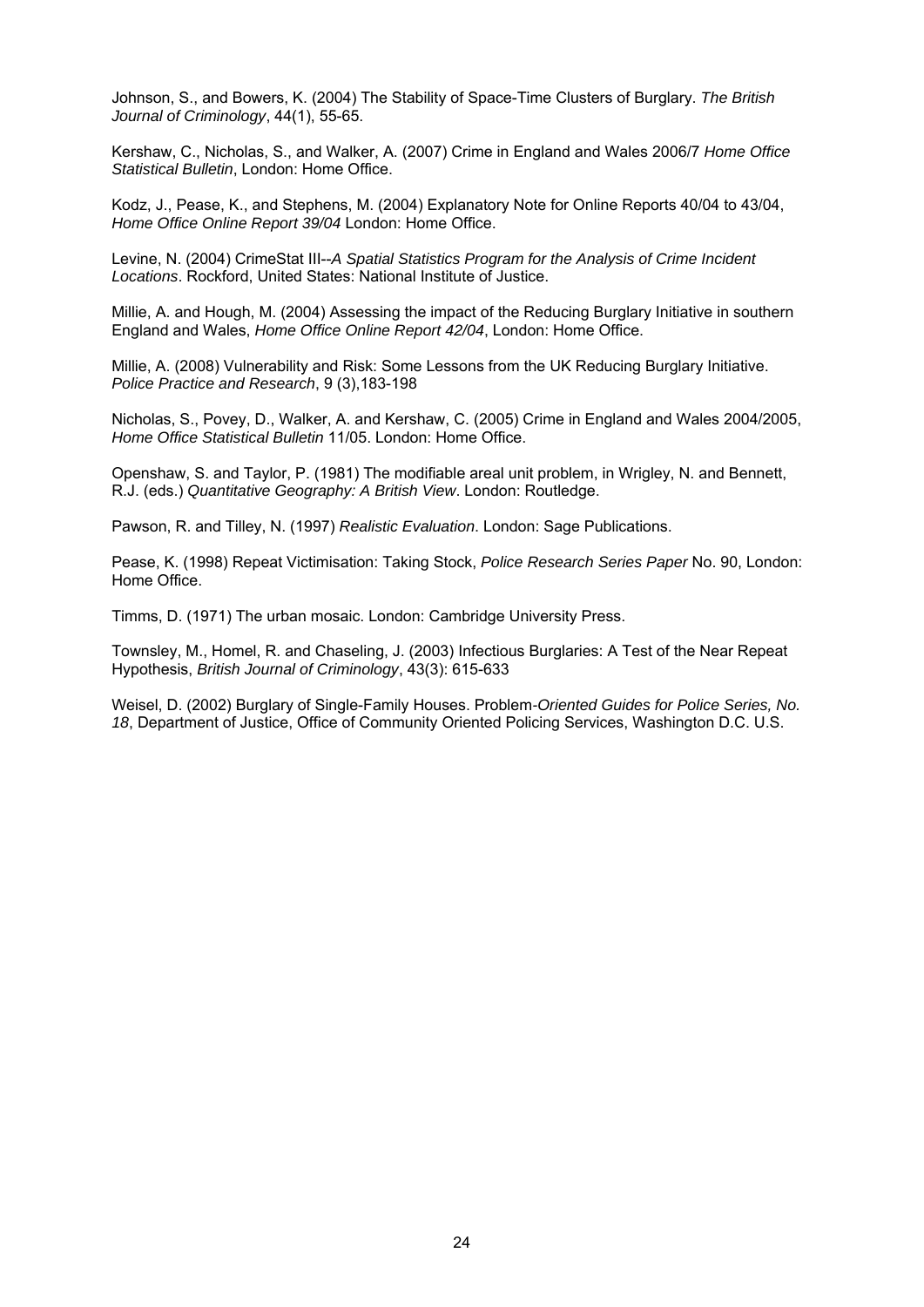Johnson, S., and Bowers, K. (2004) The Stability of Space-Time Clusters of Burglary. *The British Journal of Criminology*, 44(1), 55-65.

Kershaw, C., Nicholas, S., and Walker, A. (2007) Crime in England and Wales 2006/7 *Home Office Statistical Bulletin*, London: Home Office.

Kodz, J., Pease, K., and Stephens, M. (2004) Explanatory Note for Online Reports 40/04 to 43/04, *Home Office Online Report 39/04* London: Home Office.

Levine, N. (2004) CrimeStat III--*A Spatial Statistics Program for the Analysis of Crime Incident Locations*. Rockford, United States: National Institute of Justice.

Millie, A. and Hough, M. (2004) Assessing the impact of the Reducing Burglary Initiative in southern England and Wales, *Home Office Online Report 42/04*, London: Home Office.

Millie, A. (2008) Vulnerability and Risk: Some Lessons from the UK Reducing Burglary Initiative. *Police Practice and Research*, 9 (3),183-198

Nicholas, S., Povey, D., Walker, A. and Kershaw, C. (2005) Crime in England and Wales 2004/2005, *Home Office Statistical Bulletin* 11/05. London: Home Office.

Openshaw, S. and Taylor, P. (1981) The modifiable areal unit problem, in Wrigley, N. and Bennett, R.J. (eds.) *Quantitative Geography: A British View*. London: Routledge.

Pawson, R. and Tilley, N. (1997) *Realistic Evaluation*. London: Sage Publications.

Pease, K. (1998) Repeat Victimisation: Taking Stock, *Police Research Series Paper* No. 90, London: Home Office.

Timms, D. (1971) The urban mosaic. London: Cambridge University Press.

Townsley, M., Homel, R. and Chaseling, J. (2003) Infectious Burglaries: A Test of the Near Repeat Hypothesis, *British Journal of Criminology*, 43(3): 615-633

Weisel, D. (2002) Burglary of Single-Family Houses. Problem-*Oriented Guides for Police Series, No. 18*, Department of Justice, Office of Community Oriented Policing Services, Washington D.C. U.S.